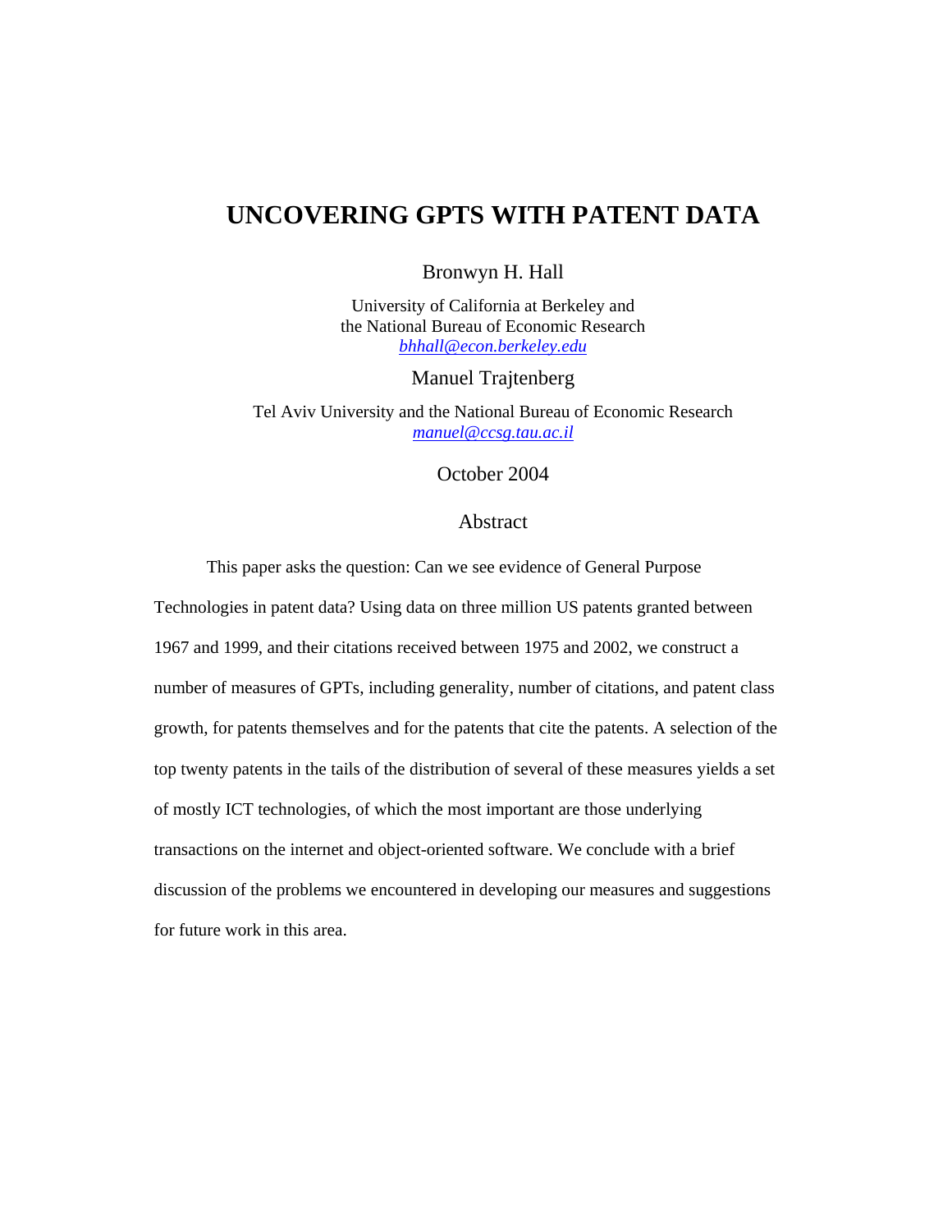# UNCOVERING GPTS WITH PATENT DATA

Bronwyn H. Hall

University of California at Berkeley and
the National Bureau of Economic Research
*bhhall@econ.berkeley.edu*

Manuel Trajtenberg

Tel Aviv University and the National Bureau of Economic Research
*manuel@ccsg.tau.ac.il*

October 2004

## Abstract

This paper asks the question: Can we see evidence of General Purpose Technologies in patent data? Using data on three million US patents granted between 1967 and 1999, and their citations received between 1975 and 2002, we construct a number of measures of GPTs, including generality, number of citations, and patent class growth, for patents themselves and for the patents that cite the patents. A selection of the top twenty patents in the tails of the distribution of several of these measures yields a set of mostly ICT technologies, of which the most important are those underlying transactions on the internet and object-oriented software. We conclude with a brief discussion of the problems we encountered in developing our measures and suggestions for future work in this area.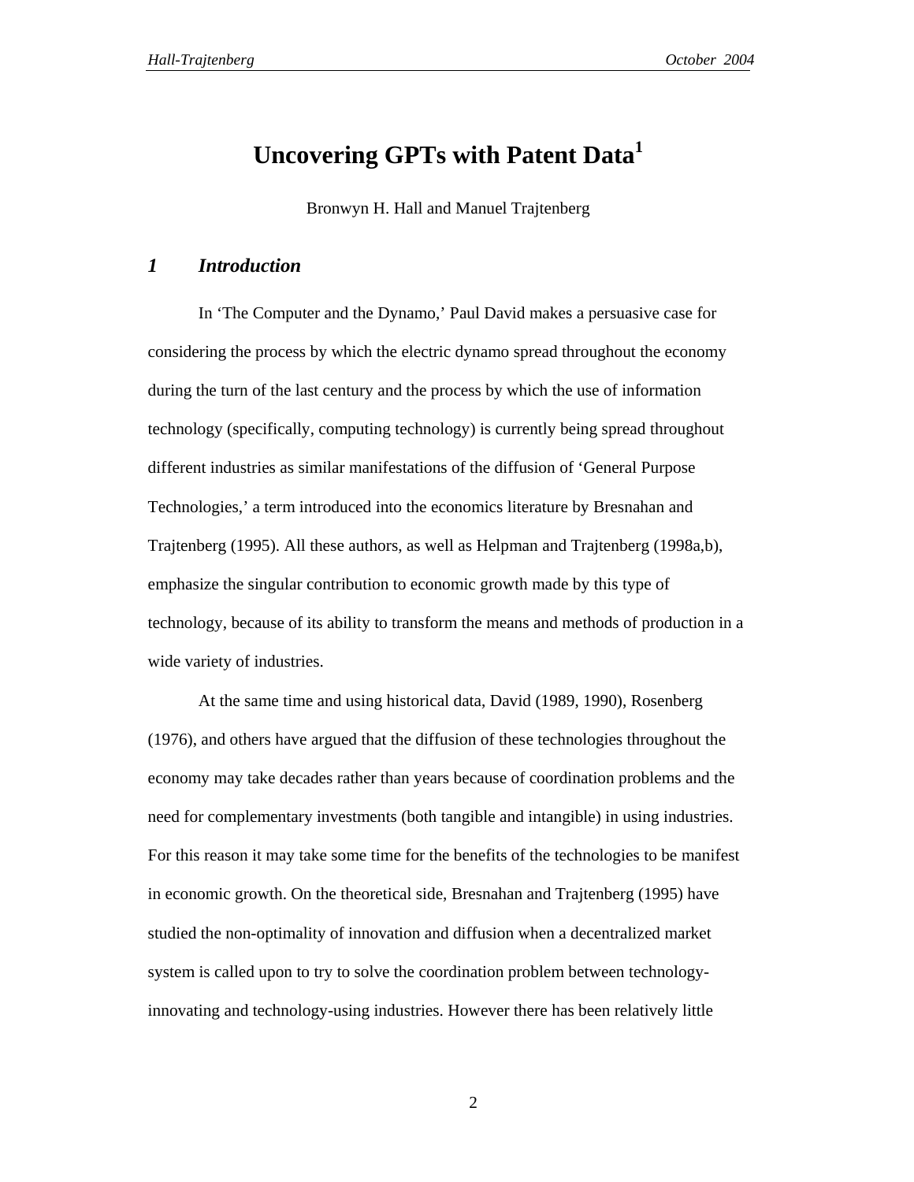# Uncovering GPTs with Patent Data[1]

Bronwyn H. Hall and Manuel Trajtenberg

## *1 Introduction*

In 'The Computer and the Dynamo,' Paul David makes a persuasive case for considering the process by which the electric dynamo spread throughout the economy during the turn of the last century and the process by which the use of information technology (specifically, computing technology) is currently being spread throughout different industries as similar manifestations of the diffusion of 'General Purpose Technologies,' a term introduced into the economics literature by Bresnahan and Trajtenberg (1995). All these authors, as well as Helpman and Trajtenberg (1998a,b), emphasize the singular contribution to economic growth made by this type of technology, because of its ability to transform the means and methods of production in a wide variety of industries.

At the same time and using historical data, David (1989, 1990), Rosenberg (1976), and others have argued that the diffusion of these technologies throughout the economy may take decades rather than years because of coordination problems and the need for complementary investments (both tangible and intangible) in using industries. For this reason it may take some time for the benefits of the technologies to be manifest in economic growth. On the theoretical side, Bresnahan and Trajtenberg (1995) have studied the non-optimality of innovation and diffusion when a decentralized market system is called upon to try to solve the coordination problem between technology-innovating and technology-using industries. However there has been relatively little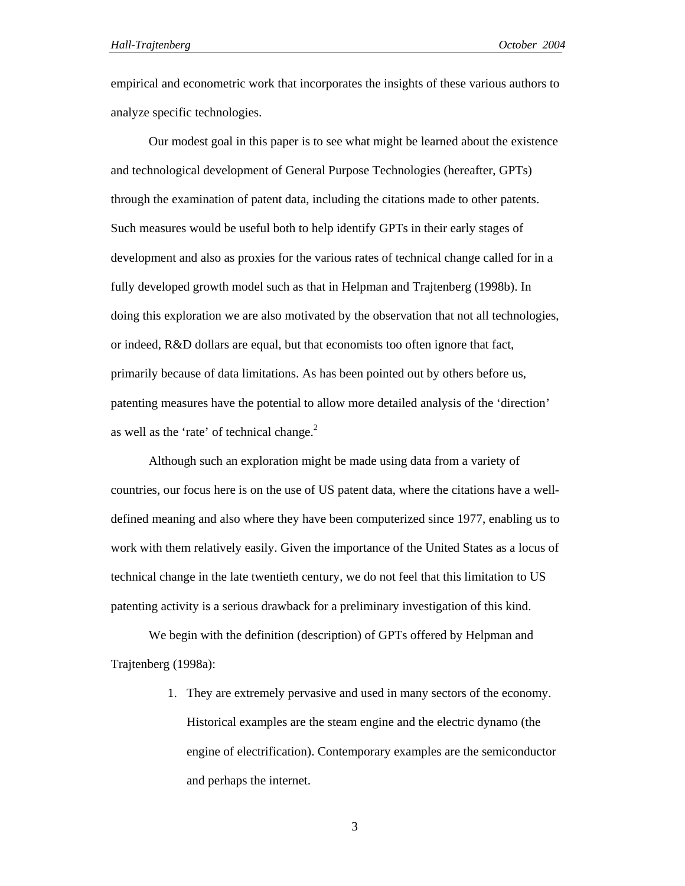empirical and econometric work that incorporates the insights of these various authors to analyze specific technologies.

Our modest goal in this paper is to see what might be learned about the existence and technological development of General Purpose Technologies (hereafter, GPTs) through the examination of patent data, including the citations made to other patents. Such measures would be useful both to help identify GPTs in their early stages of development and also as proxies for the various rates of technical change called for in a fully developed growth model such as that in Helpman and Trajtenberg (1998b). In doing this exploration we are also motivated by the observation that not all technologies, or indeed, R&D dollars are equal, but that economists too often ignore that fact, primarily because of data limitations. As has been pointed out by others before us, patenting measures have the potential to allow more detailed analysis of the 'direction' as well as the 'rate' of technical change.[2]

Although such an exploration might be made using data from a variety of countries, our focus here is on the use of US patent data, where the citations have a well-defined meaning and also where they have been computerized since 1977, enabling us to work with them relatively easily. Given the importance of the United States as a locus of technical change in the late twentieth century, we do not feel that this limitation to US patenting activity is a serious drawback for a preliminary investigation of this kind.

We begin with the definition (description) of GPTs offered by Helpman and Trajtenberg (1998a):

1. They are extremely pervasive and used in many sectors of the economy. Historical examples are the steam engine and the electric dynamo (the engine of electrification). Contemporary examples are the semiconductor and perhaps the internet.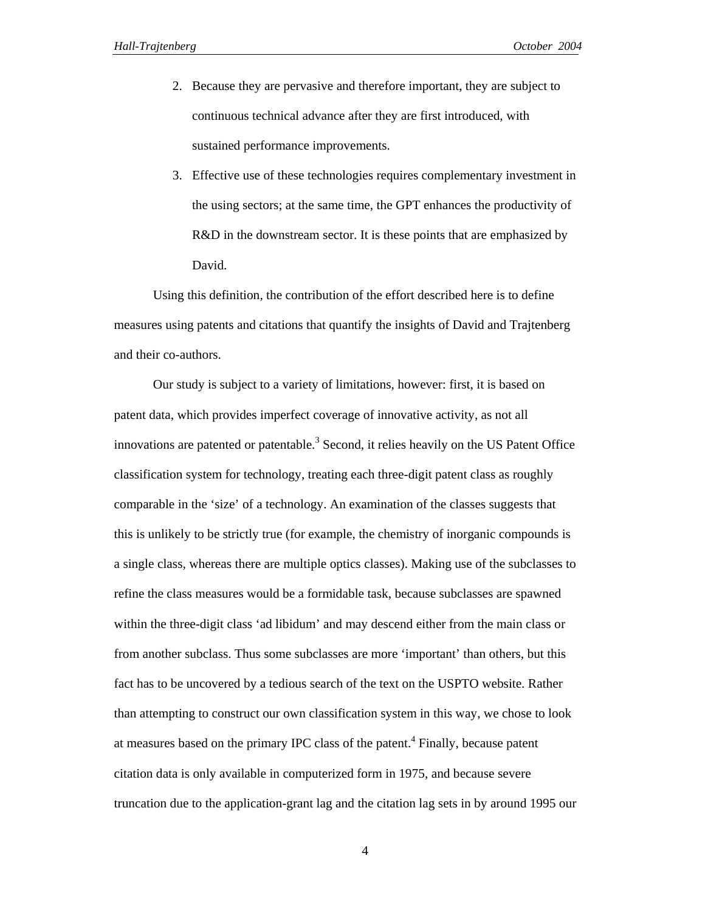2. Because they are pervasive and therefore important, they are subject to continuous technical advance after they are first introduced, with sustained performance improvements.
3. Effective use of these technologies requires complementary investment in the using sectors; at the same time, the GPT enhances the productivity of R&D in the downstream sector. It is these points that are emphasized by David.

Using this definition, the contribution of the effort described here is to define measures using patents and citations that quantify the insights of David and Trajtenberg and their co-authors.

Our study is subject to a variety of limitations, however: first, it is based on patent data, which provides imperfect coverage of innovative activity, as not all innovations are patented or patentable.[3] Second, it relies heavily on the US Patent Office classification system for technology, treating each three-digit patent class as roughly comparable in the 'size' of a technology. An examination of the classes suggests that this is unlikely to be strictly true (for example, the chemistry of inorganic compounds is a single class, whereas there are multiple optics classes). Making use of the subclasses to refine the class measures would be a formidable task, because subclasses are spawned within the three-digit class 'ad libidum' and may descend either from the main class or from another subclass. Thus some subclasses are more 'important' than others, but this fact has to be uncovered by a tedious search of the text on the USPTO website. Rather than attempting to construct our own classification system in this way, we chose to look at measures based on the primary IPC class of the patent.[4] Finally, because patent citation data is only available in computerized form in 1975, and because severe truncation due to the application-grant lag and the citation lag sets in by around 1995 our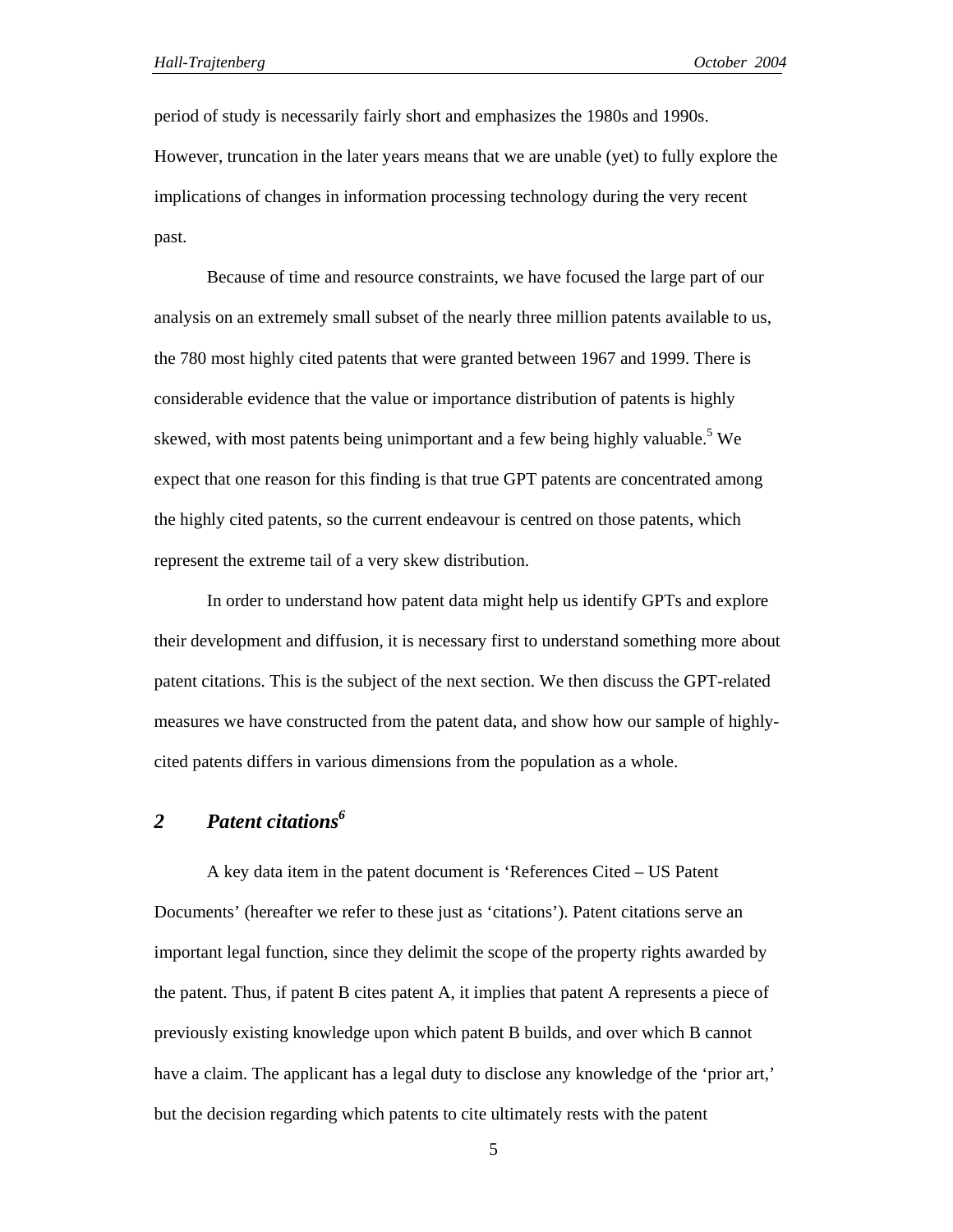period of study is necessarily fairly short and emphasizes the 1980s and 1990s. However, truncation in the later years means that we are unable (yet) to fully explore the implications of changes in information processing technology during the very recent past.

Because of time and resource constraints, we have focused the large part of our analysis on an extremely small subset of the nearly three million patents available to us, the 780 most highly cited patents that were granted between 1967 and 1999. There is considerable evidence that the value or importance distribution of patents is highly skewed, with most patents being unimportant and a few being highly valuable.[5] We expect that one reason for this finding is that true GPT patents are concentrated among the highly cited patents, so the current endeavour is centred on those patents, which represent the extreme tail of a very skew distribution.

In order to understand how patent data might help us identify GPTs and explore their development and diffusion, it is necessary first to understand something more about patent citations. This is the subject of the next section. We then discuss the GPT-related measures we have constructed from the patent data, and show how our sample of highly-cited patents differs in various dimensions from the population as a whole.

## *2 Patent citations*[6]

A key data item in the patent document is 'References Cited – US Patent Documents' (hereafter we refer to these just as 'citations'). Patent citations serve an important legal function, since they delimit the scope of the property rights awarded by the patent. Thus, if patent B cites patent A, it implies that patent A represents a piece of previously existing knowledge upon which patent B builds, and over which B cannot have a claim. The applicant has a legal duty to disclose any knowledge of the 'prior art,' but the decision regarding which patents to cite ultimately rests with the patent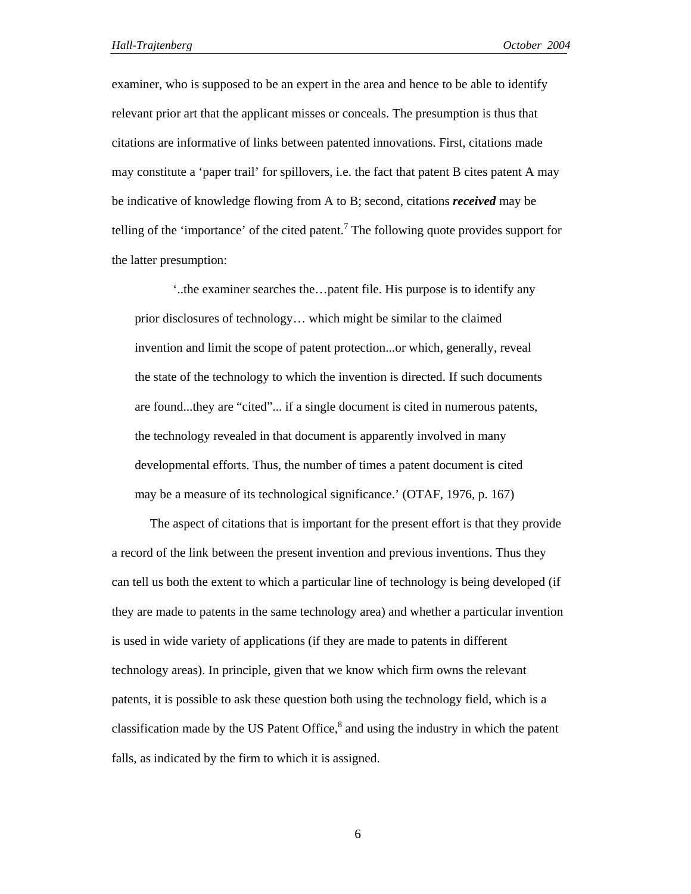examiner, who is supposed to be an expert in the area and hence to be able to identify relevant prior art that the applicant misses or conceals. The presumption is thus that citations are informative of links between patented innovations. First, citations made may constitute a 'paper trail' for spillovers, i.e. the fact that patent B cites patent A may be indicative of knowledge flowing from A to B; second, citations ***received*** may be telling of the 'importance' of the cited patent.[7] The following quote provides support for the latter presumption:

> '..the examiner searches the…patent file. His purpose is to identify any prior disclosures of technology… which might be similar to the claimed invention and limit the scope of patent protection...or which, generally, reveal the state of the technology to which the invention is directed. If such documents are found...they are "cited"... if a single document is cited in numerous patents, the technology revealed in that document is apparently involved in many developmental efforts. Thus, the number of times a patent document is cited may be a measure of its technological significance.' (OTAF, 1976, p. 167)

The aspect of citations that is important for the present effort is that they provide a record of the link between the present invention and previous inventions. Thus they can tell us both the extent to which a particular line of technology is being developed (if they are made to patents in the same technology area) and whether a particular invention is used in wide variety of applications (if they are made to patents in different technology areas). In principle, given that we know which firm owns the relevant patents, it is possible to ask these question both using the technology field, which is a classification made by the US Patent Office,[8] and using the industry in which the patent falls, as indicated by the firm to which it is assigned.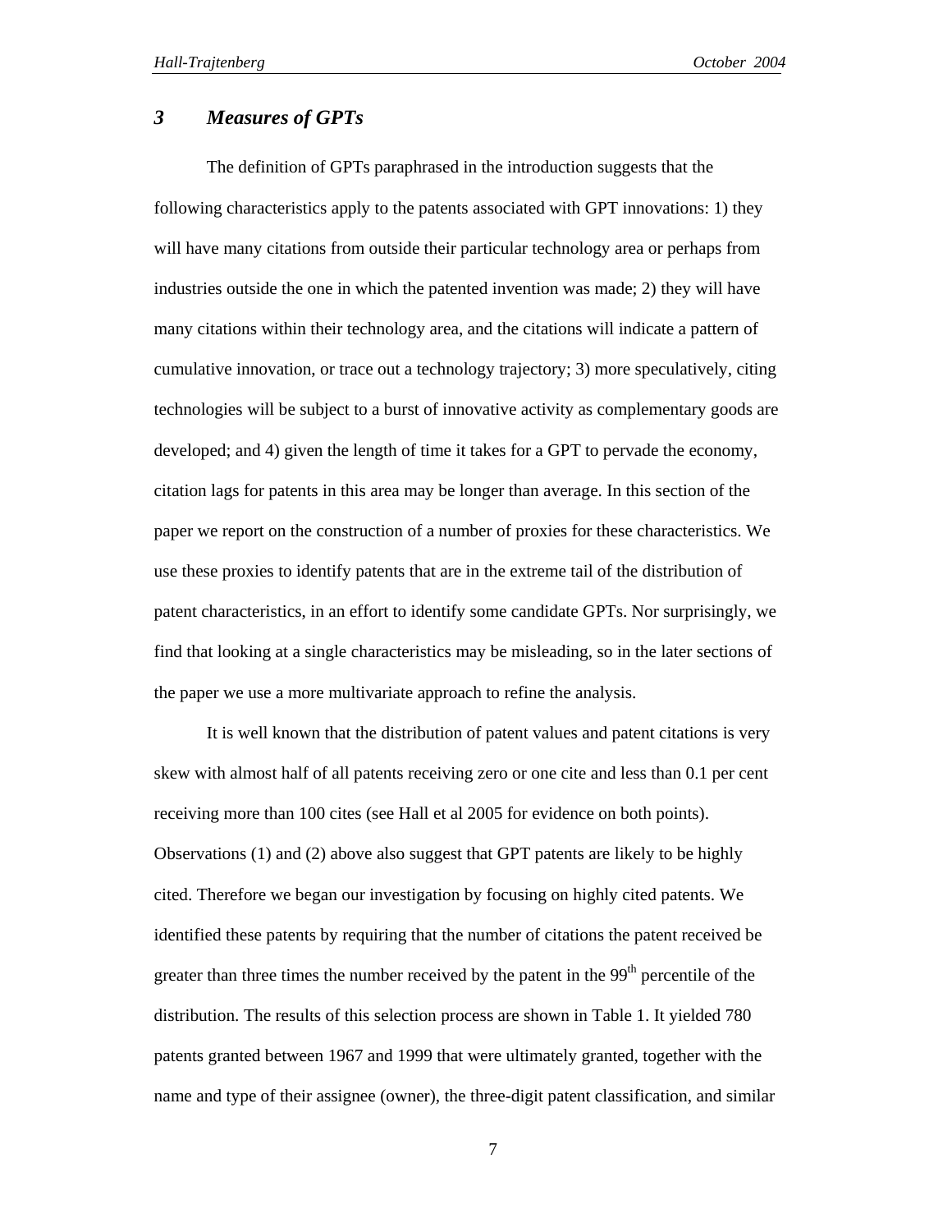## *3 Measures of GPTs*

The definition of GPTs paraphrased in the introduction suggests that the following characteristics apply to the patents associated with GPT innovations: 1) they will have many citations from outside their particular technology area or perhaps from industries outside the one in which the patented invention was made; 2) they will have many citations within their technology area, and the citations will indicate a pattern of cumulative innovation, or trace out a technology trajectory; 3) more speculatively, citing technologies will be subject to a burst of innovative activity as complementary goods are developed; and 4) given the length of time it takes for a GPT to pervade the economy, citation lags for patents in this area may be longer than average. In this section of the paper we report on the construction of a number of proxies for these characteristics. We use these proxies to identify patents that are in the extreme tail of the distribution of patent characteristics, in an effort to identify some candidate GPTs. Nor surprisingly, we find that looking at a single characteristics may be misleading, so in the later sections of the paper we use a more multivariate approach to refine the analysis.

It is well known that the distribution of patent values and patent citations is very skew with almost half of all patents receiving zero or one cite and less than 0.1 per cent receiving more than 100 cites (see Hall et al 2005 for evidence on both points). Observations (1) and (2) above also suggest that GPT patents are likely to be highly cited. Therefore we began our investigation by focusing on highly cited patents. We identified these patents by requiring that the number of citations the patent received be greater than three times the number received by the patent in the 99$^{th}$ percentile of the distribution. The results of this selection process are shown in Table 1. It yielded 780 patents granted between 1967 and 1999 that were ultimately granted, together with the name and type of their assignee (owner), the three-digit patent classification, and similar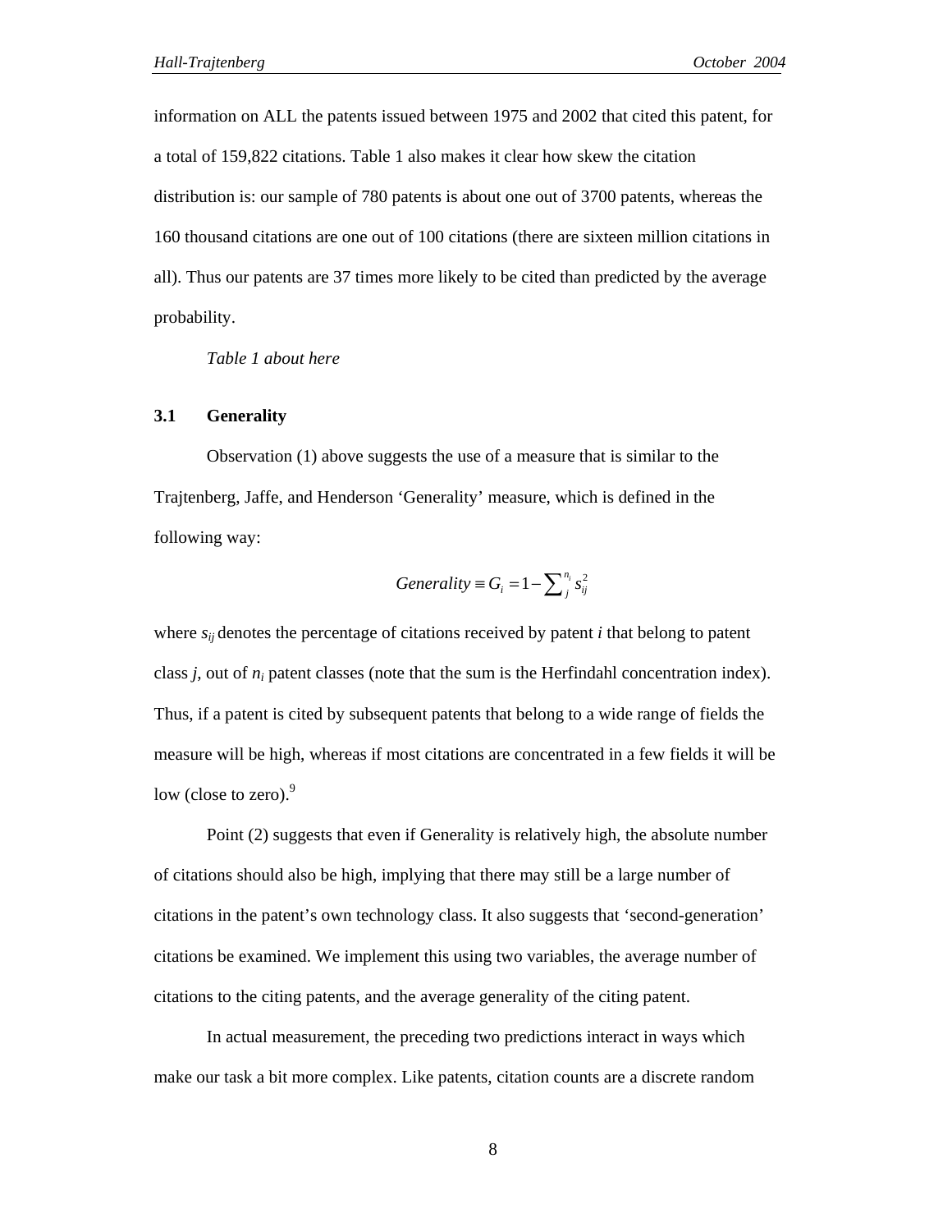information on ALL the patents issued between 1975 and 2002 that cited this patent, for a total of 159,822 citations. Table 1 also makes it clear how skew the citation distribution is: our sample of 780 patents is about one out of 3700 patents, whereas the 160 thousand citations are one out of 100 citations (there are sixteen million citations in all). Thus our patents are 37 times more likely to be cited than predicted by the average probability.

*Table 1 about here*

### 3.1 Generality

Observation (1) above suggests the use of a measure that is similar to the Trajtenberg, Jaffe, and Henderson 'Generality' measure, which is defined in the following way:

$$Generality \equiv G_i = 1 - \sum_j^{n_i} s_{ij}^2$$

where $s_{ij}$ denotes the percentage of citations received by patent *i* that belong to patent class *j*, out of $n_i$ patent classes (note that the sum is the Herfindahl concentration index). Thus, if a patent is cited by subsequent patents that belong to a wide range of fields the measure will be high, whereas if most citations are concentrated in a few fields it will be low (close to zero).[9]

Point (2) suggests that even if Generality is relatively high, the absolute number of citations should also be high, implying that there may still be a large number of citations in the patent's own technology class. It also suggests that 'second-generation' citations be examined. We implement this using two variables, the average number of citations to the citing patents, and the average generality of the citing patent.

In actual measurement, the preceding two predictions interact in ways which make our task a bit more complex. Like patents, citation counts are a discrete random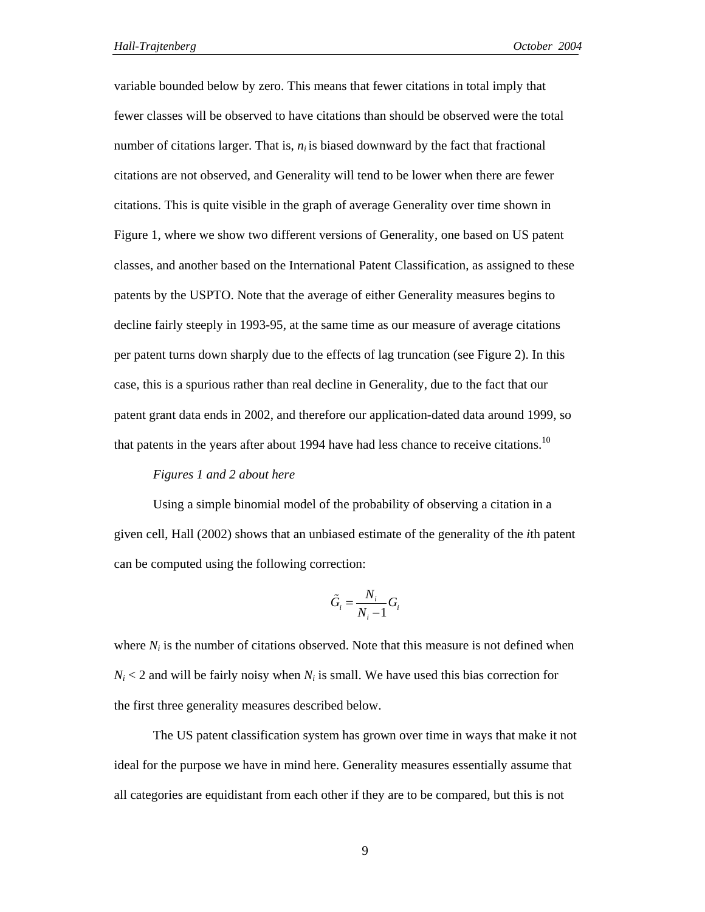variable bounded below by zero. This means that fewer citations in total imply that fewer classes will be observed to have citations than should be observed were the total number of citations larger. That is, $n_i$ is biased downward by the fact that fractional citations are not observed, and Generality will tend to be lower when there are fewer citations. This is quite visible in the graph of average Generality over time shown in Figure 1, where we show two different versions of Generality, one based on US patent classes, and another based on the International Patent Classification, as assigned to these patents by the USPTO. Note that the average of either Generality measures begins to decline fairly steeply in 1993-95, at the same time as our measure of average citations per patent turns down sharply due to the effects of lag truncation (see Figure 2). In this case, this is a spurious rather than real decline in Generality, due to the fact that our patent grant data ends in 2002, and therefore our application-dated data around 1999, so that patents in the years after about 1994 have had less chance to receive citations.[10]

*Figures 1 and 2 about here*

Using a simple binomial model of the probability of observing a citation in a given cell, Hall (2002) shows that an unbiased estimate of the generality of the *i*th patent can be computed using the following correction:

$$\tilde{G}_i = \frac{N_i}{N_i - 1} G_i$$

where $N_i$ is the number of citations observed. Note that this measure is not defined when $N_i < 2$ and will be fairly noisy when $N_i$ is small. We have used this bias correction for the first three generality measures described below.

The US patent classification system has grown over time in ways that make it not ideal for the purpose we have in mind here. Generality measures essentially assume that all categories are equidistant from each other if they are to be compared, but this is not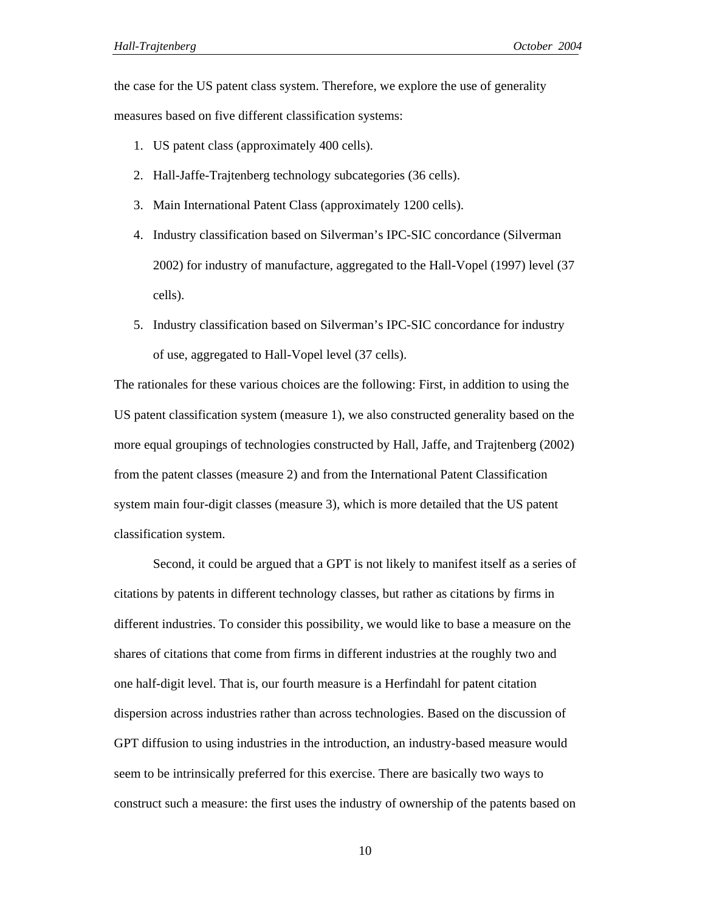the case for the US patent class system. Therefore, we explore the use of generality measures based on five different classification systems:

1. US patent class (approximately 400 cells).
2. Hall-Jaffe-Trajtenberg technology subcategories (36 cells).
3. Main International Patent Class (approximately 1200 cells).
4. Industry classification based on Silverman's IPC-SIC concordance (Silverman 2002) for industry of manufacture, aggregated to the Hall-Vopel (1997) level (37 cells).
5. Industry classification based on Silverman's IPC-SIC concordance for industry of use, aggregated to Hall-Vopel level (37 cells).

The rationales for these various choices are the following: First, in addition to using the US patent classification system (measure 1), we also constructed generality based on the more equal groupings of technologies constructed by Hall, Jaffe, and Trajtenberg (2002) from the patent classes (measure 2) and from the International Patent Classification system main four-digit classes (measure 3), which is more detailed that the US patent classification system.

Second, it could be argued that a GPT is not likely to manifest itself as a series of citations by patents in different technology classes, but rather as citations by firms in different industries. To consider this possibility, we would like to base a measure on the shares of citations that come from firms in different industries at the roughly two and one half-digit level. That is, our fourth measure is a Herfindahl for patent citation dispersion across industries rather than across technologies. Based on the discussion of GPT diffusion to using industries in the introduction, an industry-based measure would seem to be intrinsically preferred for this exercise. There are basically two ways to construct such a measure: the first uses the industry of ownership of the patents based on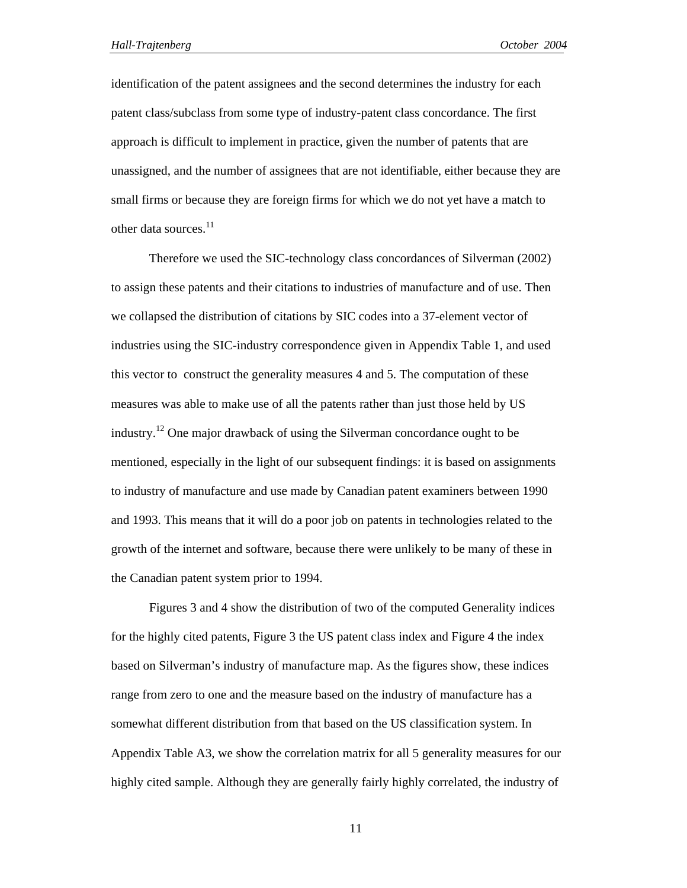identification of the patent assignees and the second determines the industry for each patent class/subclass from some type of industry-patent class concordance. The first approach is difficult to implement in practice, given the number of patents that are unassigned, and the number of assignees that are not identifiable, either because they are small firms or because they are foreign firms for which we do not yet have a match to other data sources.[11]

Therefore we used the SIC-technology class concordances of Silverman (2002) to assign these patents and their citations to industries of manufacture and of use. Then we collapsed the distribution of citations by SIC codes into a 37-element vector of industries using the SIC-industry correspondence given in Appendix Table 1, and used this vector to construct the generality measures 4 and 5. The computation of these measures was able to make use of all the patents rather than just those held by US industry.[12] One major drawback of using the Silverman concordance ought to be mentioned, especially in the light of our subsequent findings: it is based on assignments to industry of manufacture and use made by Canadian patent examiners between 1990 and 1993. This means that it will do a poor job on patents in technologies related to the growth of the internet and software, because there were unlikely to be many of these in the Canadian patent system prior to 1994.

Figures 3 and 4 show the distribution of two of the computed Generality indices for the highly cited patents, Figure 3 the US patent class index and Figure 4 the index based on Silverman's industry of manufacture map. As the figures show, these indices range from zero to one and the measure based on the industry of manufacture has a somewhat different distribution from that based on the US classification system. In Appendix Table A3, we show the correlation matrix for all 5 generality measures for our highly cited sample. Although they are generally fairly highly correlated, the industry of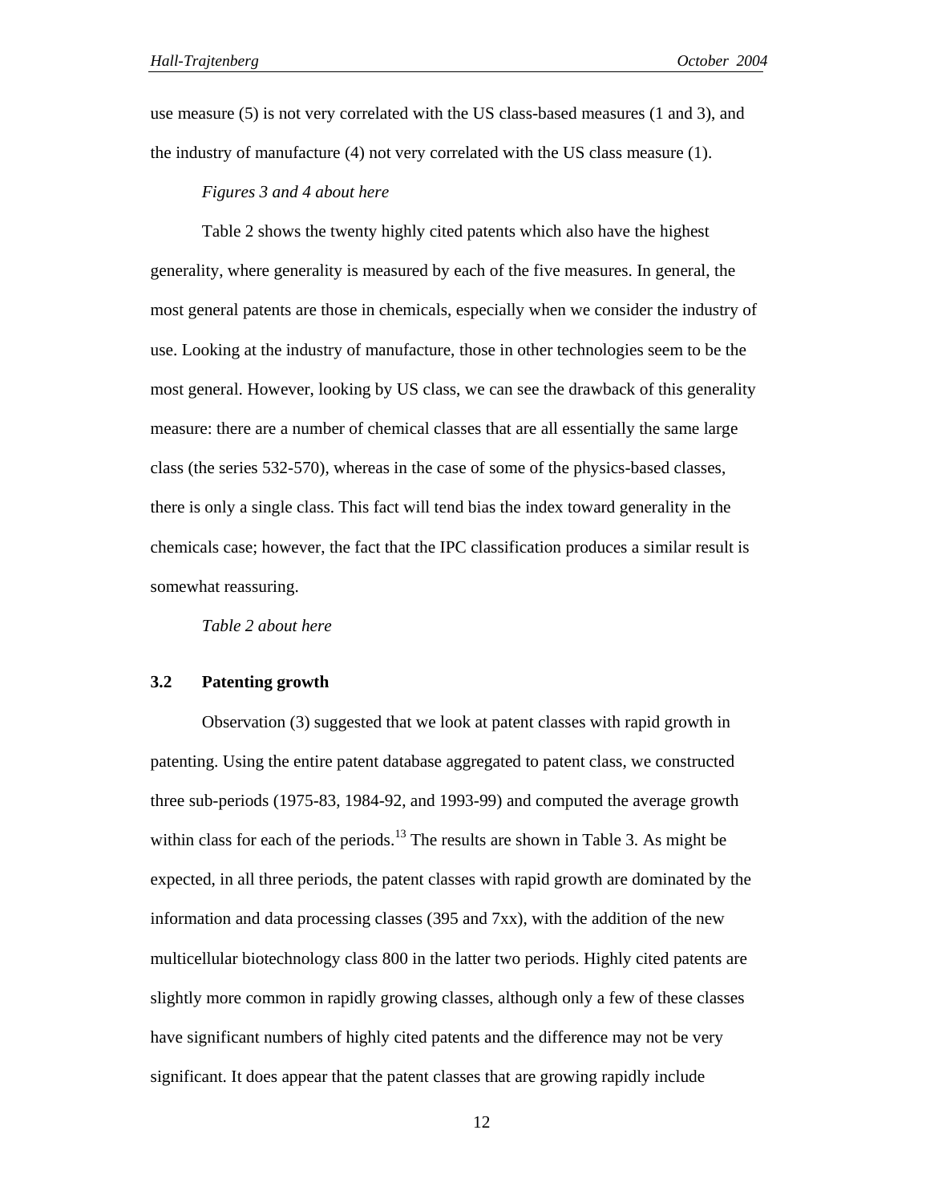use measure (5) is not very correlated with the US class-based measures (1 and 3), and the industry of manufacture (4) not very correlated with the US class measure (1).

*Figures 3 and 4 about here*

Table 2 shows the twenty highly cited patents which also have the highest generality, where generality is measured by each of the five measures. In general, the most general patents are those in chemicals, especially when we consider the industry of use. Looking at the industry of manufacture, those in other technologies seem to be the most general. However, looking by US class, we can see the drawback of this generality measure: there are a number of chemical classes that are all essentially the same large class (the series 532-570), whereas in the case of some of the physics-based classes, there is only a single class. This fact will tend bias the index toward generality in the chemicals case; however, the fact that the IPC classification produces a similar result is somewhat reassuring.

*Table 2 about here*

### 3.2 Patenting growth

Observation (3) suggested that we look at patent classes with rapid growth in patenting. Using the entire patent database aggregated to patent class, we constructed three sub-periods (1975-83, 1984-92, and 1993-99) and computed the average growth within class for each of the periods.[13] The results are shown in Table 3. As might be expected, in all three periods, the patent classes with rapid growth are dominated by the information and data processing classes (395 and 7xx), with the addition of the new multicellular biotechnology class 800 in the latter two periods. Highly cited patents are slightly more common in rapidly growing classes, although only a few of these classes have significant numbers of highly cited patents and the difference may not be very significant. It does appear that the patent classes that are growing rapidly include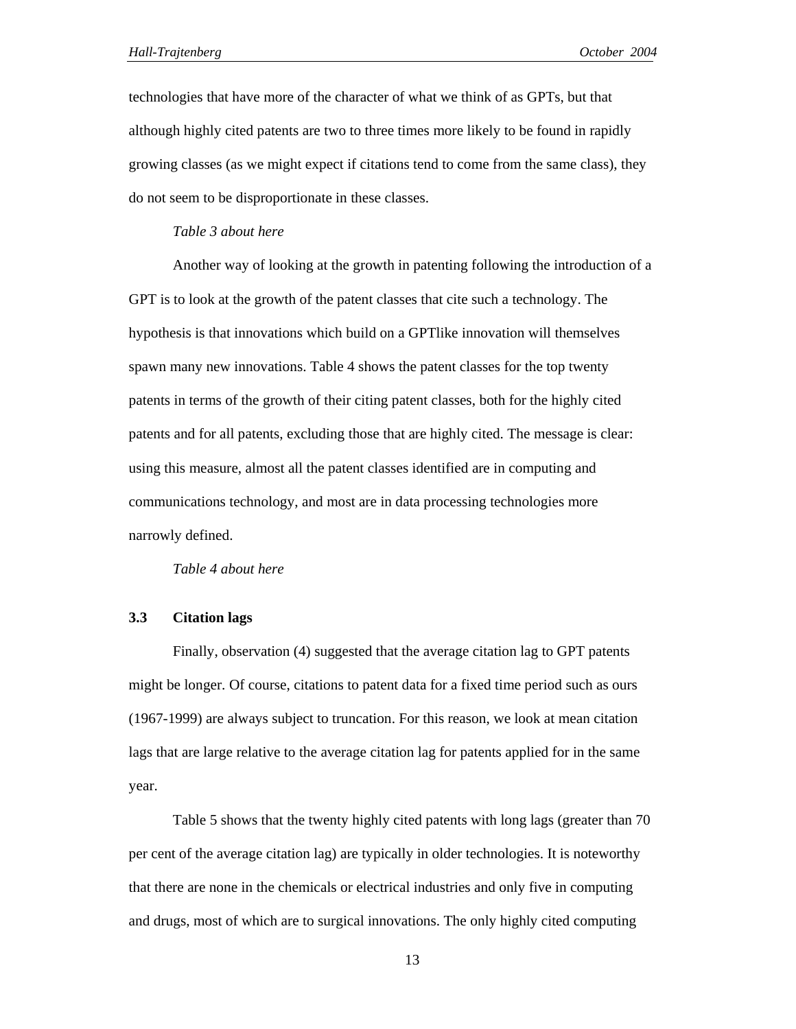technologies that have more of the character of what we think of as GPTs, but that although highly cited patents are two to three times more likely to be found in rapidly growing classes (as we might expect if citations tend to come from the same class), they do not seem to be disproportionate in these classes.

*Table 3 about here*

Another way of looking at the growth in patenting following the introduction of a GPT is to look at the growth of the patent classes that cite such a technology. The hypothesis is that innovations which build on a GPTlike innovation will themselves spawn many new innovations. Table 4 shows the patent classes for the top twenty patents in terms of the growth of their citing patent classes, both for the highly cited patents and for all patents, excluding those that are highly cited. The message is clear: using this measure, almost all the patent classes identified are in computing and communications technology, and most are in data processing technologies more narrowly defined.

*Table 4 about here*

### 3.3 Citation lags

Finally, observation (4) suggested that the average citation lag to GPT patents might be longer. Of course, citations to patent data for a fixed time period such as ours (1967-1999) are always subject to truncation. For this reason, we look at mean citation lags that are large relative to the average citation lag for patents applied for in the same year.

Table 5 shows that the twenty highly cited patents with long lags (greater than 70 per cent of the average citation lag) are typically in older technologies. It is noteworthy that there are none in the chemicals or electrical industries and only five in computing and drugs, most of which are to surgical innovations. The only highly cited computing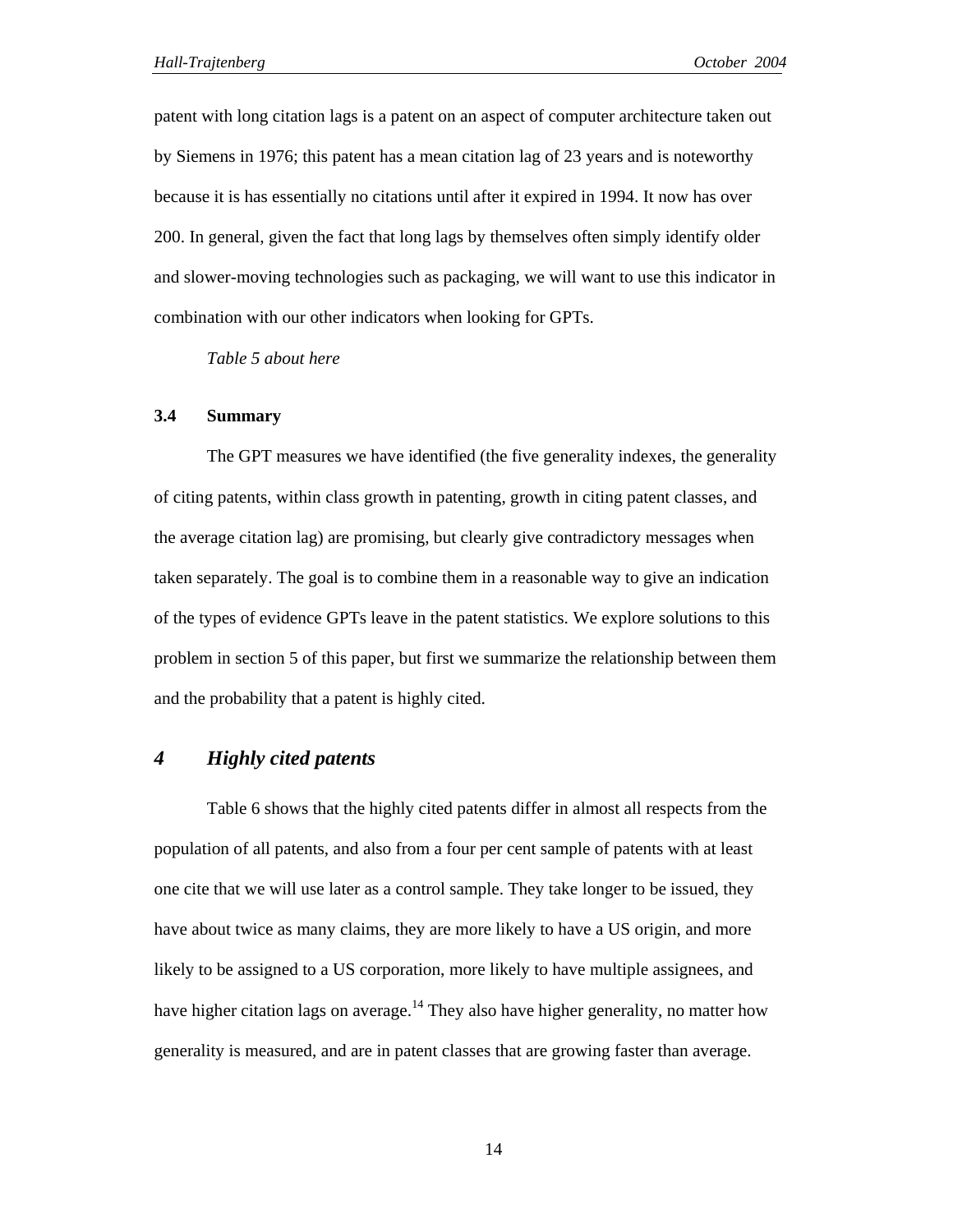patent with long citation lags is a patent on an aspect of computer architecture taken out by Siemens in 1976; this patent has a mean citation lag of 23 years and is noteworthy because it is has essentially no citations until after it expired in 1994. It now has over 200. In general, given the fact that long lags by themselves often simply identify older and slower-moving technologies such as packaging, we will want to use this indicator in combination with our other indicators when looking for GPTs.

*Table 5 about here*

### 3.4 Summary

The GPT measures we have identified (the five generality indexes, the generality of citing patents, within class growth in patenting, growth in citing patent classes, and the average citation lag) are promising, but clearly give contradictory messages when taken separately. The goal is to combine them in a reasonable way to give an indication of the types of evidence GPTs leave in the patent statistics. We explore solutions to this problem in section 5 of this paper, but first we summarize the relationship between them and the probability that a patent is highly cited.

## *4 Highly cited patents*

Table 6 shows that the highly cited patents differ in almost all respects from the population of all patents, and also from a four per cent sample of patents with at least one cite that we will use later as a control sample. They take longer to be issued, they have about twice as many claims, they are more likely to have a US origin, and more likely to be assigned to a US corporation, more likely to have multiple assignees, and have higher citation lags on average.[14] They also have higher generality, no matter how generality is measured, and are in patent classes that are growing faster than average.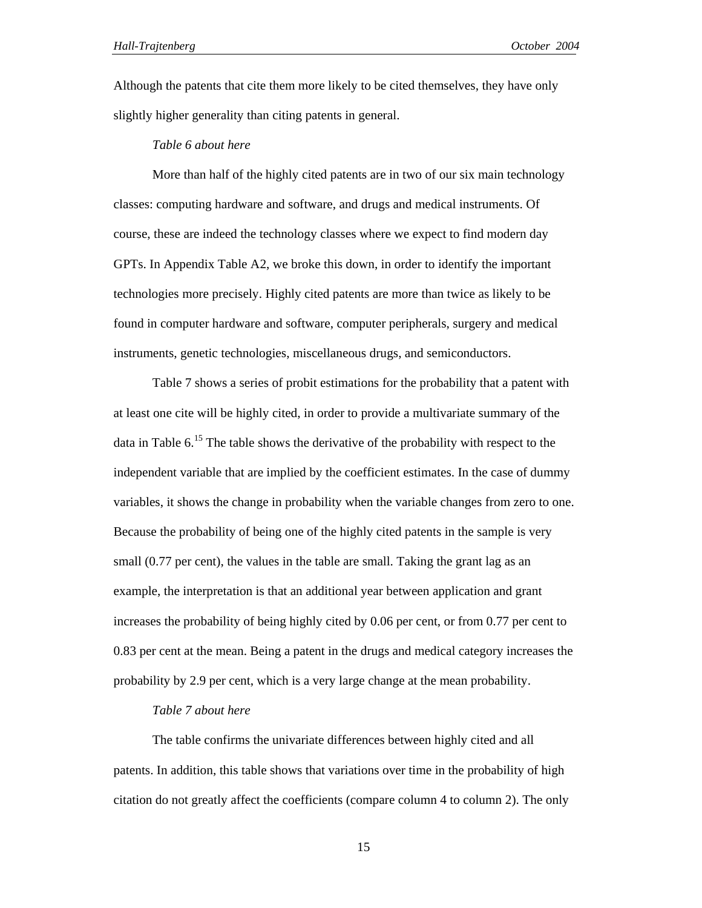Although the patents that cite them more likely to be cited themselves, they have only slightly higher generality than citing patents in general.

*Table 6 about here*

More than half of the highly cited patents are in two of our six main technology classes: computing hardware and software, and drugs and medical instruments. Of course, these are indeed the technology classes where we expect to find modern day GPTs. In Appendix Table A2, we broke this down, in order to identify the important technologies more precisely. Highly cited patents are more than twice as likely to be found in computer hardware and software, computer peripherals, surgery and medical instruments, genetic technologies, miscellaneous drugs, and semiconductors.

Table 7 shows a series of probit estimations for the probability that a patent with at least one cite will be highly cited, in order to provide a multivariate summary of the data in Table 6.[15] The table shows the derivative of the probability with respect to the independent variable that are implied by the coefficient estimates. In the case of dummy variables, it shows the change in probability when the variable changes from zero to one. Because the probability of being one of the highly cited patents in the sample is very small (0.77 per cent), the values in the table are small. Taking the grant lag as an example, the interpretation is that an additional year between application and grant increases the probability of being highly cited by 0.06 per cent, or from 0.77 per cent to 0.83 per cent at the mean. Being a patent in the drugs and medical category increases the probability by 2.9 per cent, which is a very large change at the mean probability.

*Table 7 about here*

The table confirms the univariate differences between highly cited and all patents. In addition, this table shows that variations over time in the probability of high citation do not greatly affect the coefficients (compare column 4 to column 2). The only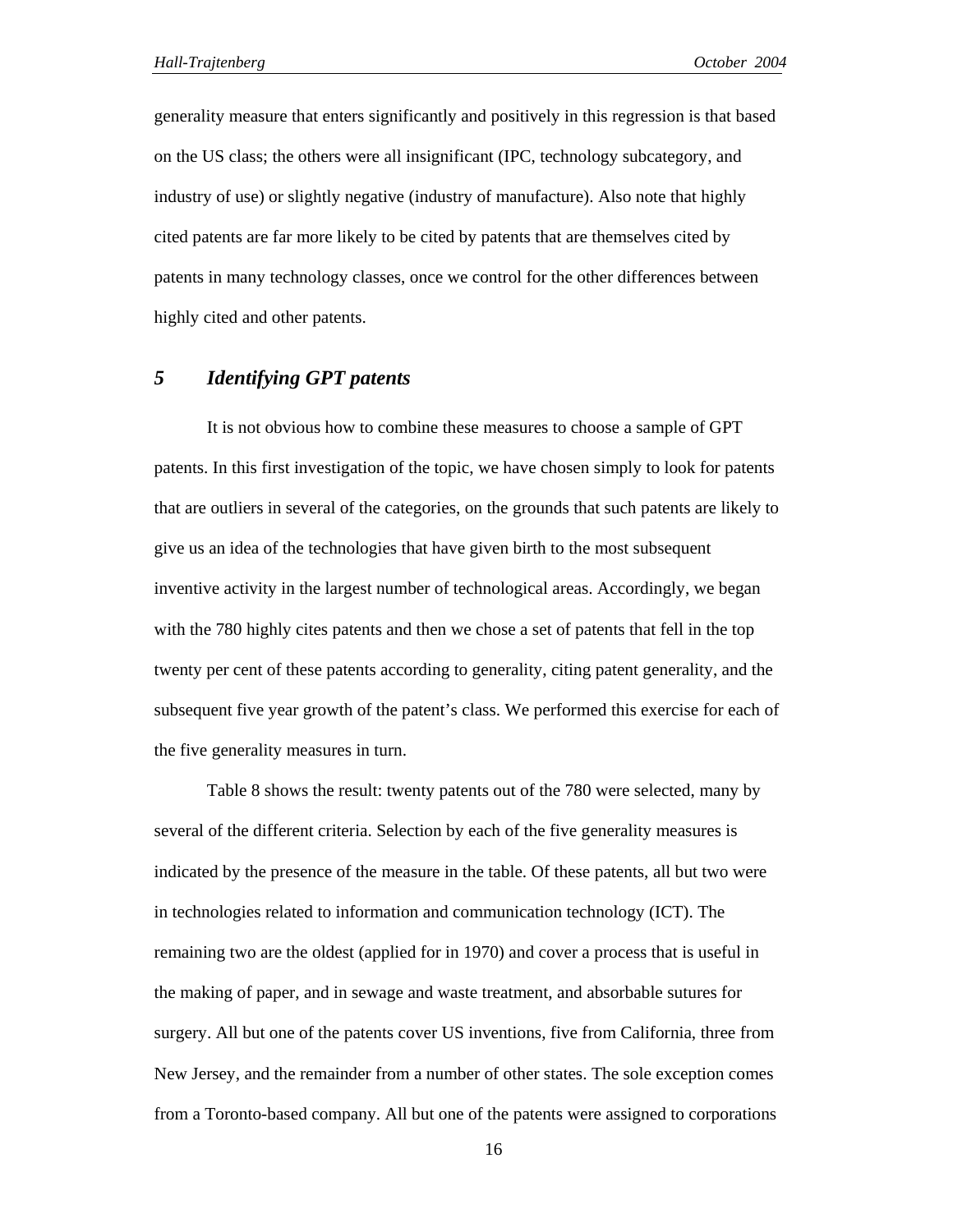generality measure that enters significantly and positively in this regression is that based on the US class; the others were all insignificant (IPC, technology subcategory, and industry of use) or slightly negative (industry of manufacture). Also note that highly cited patents are far more likely to be cited by patents that are themselves cited by patents in many technology classes, once we control for the other differences between highly cited and other patents.

## *5 Identifying GPT patents*

It is not obvious how to combine these measures to choose a sample of GPT patents. In this first investigation of the topic, we have chosen simply to look for patents that are outliers in several of the categories, on the grounds that such patents are likely to give us an idea of the technologies that have given birth to the most subsequent inventive activity in the largest number of technological areas. Accordingly, we began with the 780 highly cites patents and then we chose a set of patents that fell in the top twenty per cent of these patents according to generality, citing patent generality, and the subsequent five year growth of the patent's class. We performed this exercise for each of the five generality measures in turn.

Table 8 shows the result: twenty patents out of the 780 were selected, many by several of the different criteria. Selection by each of the five generality measures is indicated by the presence of the measure in the table. Of these patents, all but two were in technologies related to information and communication technology (ICT). The remaining two are the oldest (applied for in 1970) and cover a process that is useful in the making of paper, and in sewage and waste treatment, and absorbable sutures for surgery. All but one of the patents cover US inventions, five from California, three from New Jersey, and the remainder from a number of other states. The sole exception comes from a Toronto-based company. All but one of the patents were assigned to corporations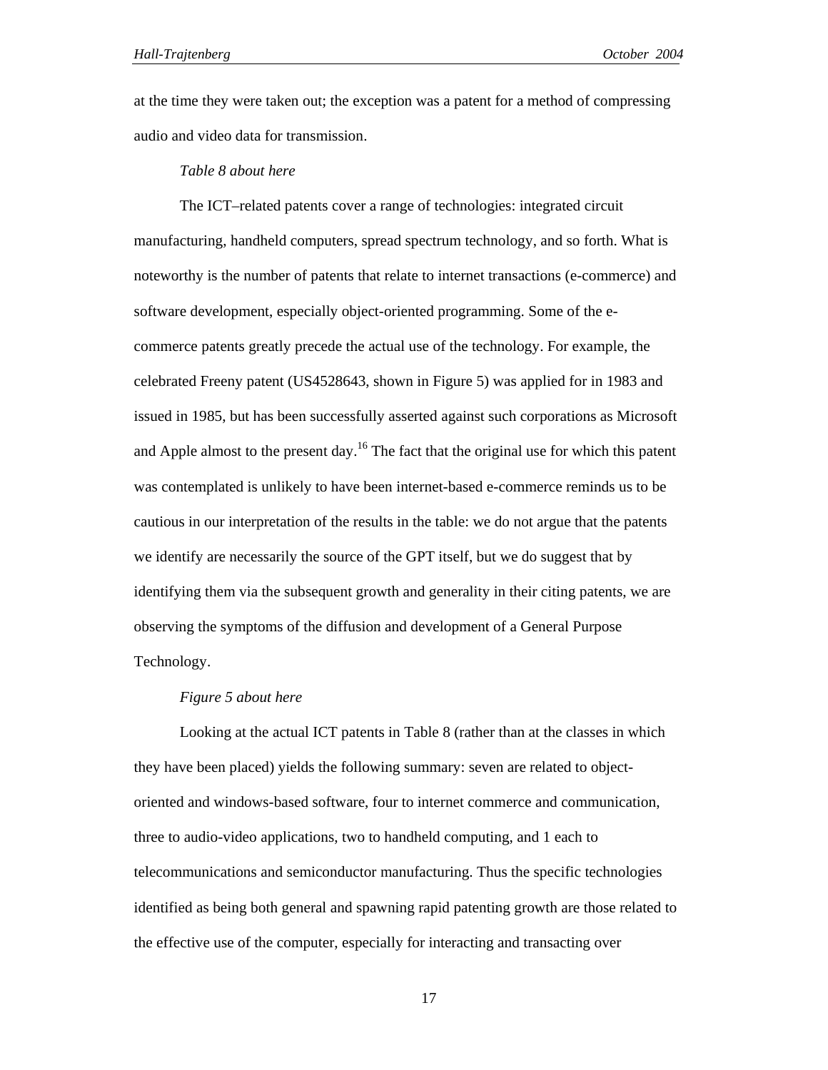at the time they were taken out; the exception was a patent for a method of compressing audio and video data for transmission.

*Table 8 about here*

The ICT–related patents cover a range of technologies: integrated circuit manufacturing, handheld computers, spread spectrum technology, and so forth. What is noteworthy is the number of patents that relate to internet transactions (e-commerce) and software development, especially object-oriented programming. Some of the e-commerce patents greatly precede the actual use of the technology. For example, the celebrated Freeny patent (US4528643, shown in Figure 5) was applied for in 1983 and issued in 1985, but has been successfully asserted against such corporations as Microsoft and Apple almost to the present day.[16] The fact that the original use for which this patent was contemplated is unlikely to have been internet-based e-commerce reminds us to be cautious in our interpretation of the results in the table: we do not argue that the patents we identify are necessarily the source of the GPT itself, but we do suggest that by identifying them via the subsequent growth and generality in their citing patents, we are observing the symptoms of the diffusion and development of a General Purpose Technology.

*Figure 5 about here*

Looking at the actual ICT patents in Table 8 (rather than at the classes in which they have been placed) yields the following summary: seven are related to object-oriented and windows-based software, four to internet commerce and communication, three to audio-video applications, two to handheld computing, and 1 each to telecommunications and semiconductor manufacturing. Thus the specific technologies identified as being both general and spawning rapid patenting growth are those related to the effective use of the computer, especially for interacting and transacting over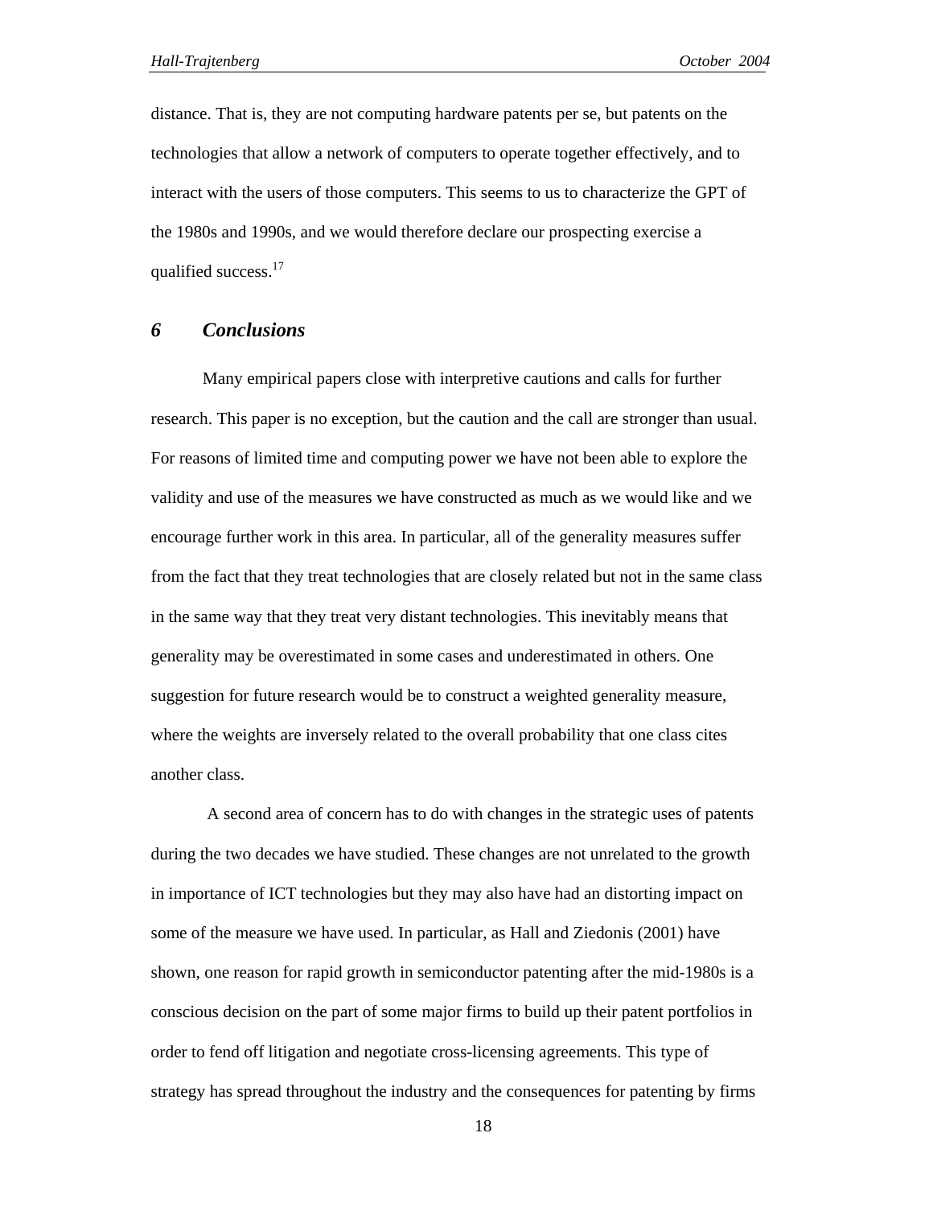distance. That is, they are not computing hardware patents per se, but patents on the technologies that allow a network of computers to operate together effectively, and to interact with the users of those computers. This seems to us to characterize the GPT of the 1980s and 1990s, and we would therefore declare our prospecting exercise a qualified success.[17]

## *6 Conclusions*

Many empirical papers close with interpretive cautions and calls for further research. This paper is no exception, but the caution and the call are stronger than usual. For reasons of limited time and computing power we have not been able to explore the validity and use of the measures we have constructed as much as we would like and we encourage further work in this area. In particular, all of the generality measures suffer from the fact that they treat technologies that are closely related but not in the same class in the same way that they treat very distant technologies. This inevitably means that generality may be overestimated in some cases and underestimated in others. One suggestion for future research would be to construct a weighted generality measure, where the weights are inversely related to the overall probability that one class cites another class.

A second area of concern has to do with changes in the strategic uses of patents during the two decades we have studied. These changes are not unrelated to the growth in importance of ICT technologies but they may also have had an distorting impact on some of the measure we have used. In particular, as Hall and Ziedonis (2001) have shown, one reason for rapid growth in semiconductor patenting after the mid-1980s is a conscious decision on the part of some major firms to build up their patent portfolios in order to fend off litigation and negotiate cross-licensing agreements. This type of strategy has spread throughout the industry and the consequences for patenting by firms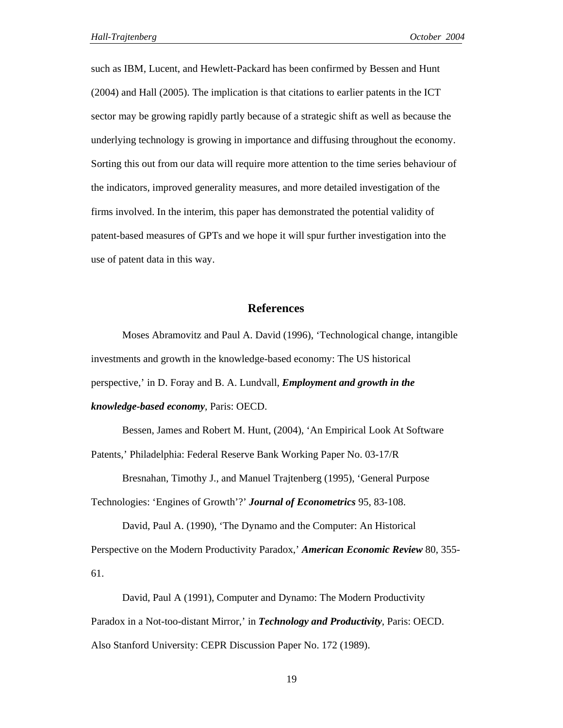such as IBM, Lucent, and Hewlett-Packard has been confirmed by Bessen and Hunt (2004) and Hall (2005). The implication is that citations to earlier patents in the ICT sector may be growing rapidly partly because of a strategic shift as well as because the underlying technology is growing in importance and diffusing throughout the economy. Sorting this out from our data will require more attention to the time series behaviour of the indicators, improved generality measures, and more detailed investigation of the firms involved. In the interim, this paper has demonstrated the potential validity of patent-based measures of GPTs and we hope it will spur further investigation into the use of patent data in this way.

## References

Moses Abramovitz and Paul A. David (1996), 'Technological change, intangible investments and growth in the knowledge-based economy: The US historical perspective,' in D. Foray and B. A. Lundvall, ***Employment and growth in the knowledge-based economy***, Paris: OECD.

Bessen, James and Robert M. Hunt, (2004), 'An Empirical Look At Software Patents,' Philadelphia: Federal Reserve Bank Working Paper No. 03-17/R

Bresnahan, Timothy J., and Manuel Trajtenberg (1995), 'General Purpose Technologies: 'Engines of Growth'?' ***Journal of Econometrics*** 95, 83-108.

David, Paul A. (1990), 'The Dynamo and the Computer: An Historical Perspective on the Modern Productivity Paradox,' ***American Economic Review*** 80, 355-61.

David, Paul A (1991), Computer and Dynamo: The Modern Productivity Paradox in a Not-too-distant Mirror,' in ***Technology and Productivity***, Paris: OECD. Also Stanford University: CEPR Discussion Paper No. 172 (1989).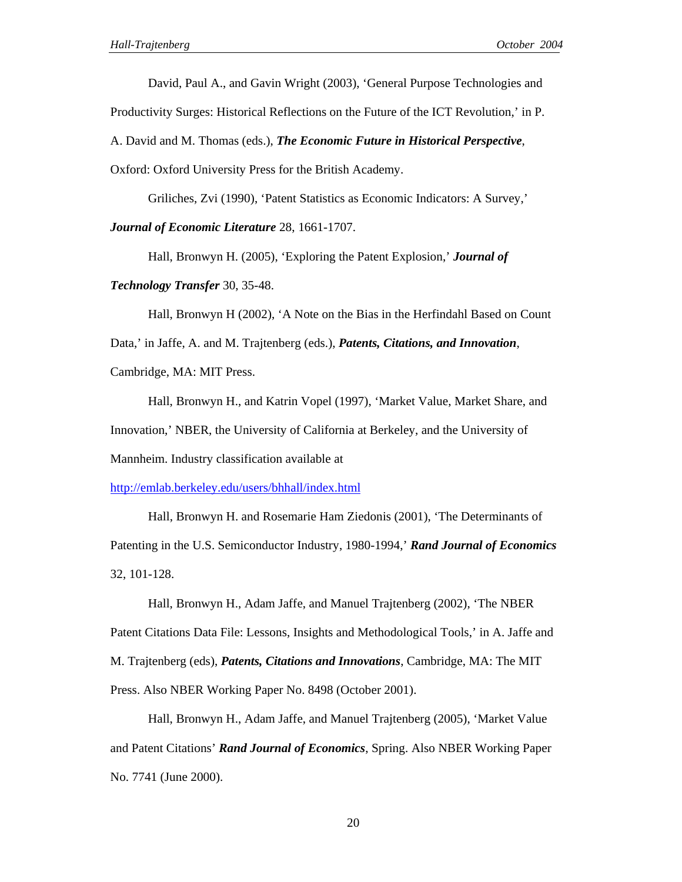David, Paul A., and Gavin Wright (2003), 'General Purpose Technologies and Productivity Surges: Historical Reflections on the Future of the ICT Revolution,' in P. A. David and M. Thomas (eds.), ***The Economic Future in Historical Perspective***, Oxford: Oxford University Press for the British Academy.

Griliches, Zvi (1990), 'Patent Statistics as Economic Indicators: A Survey,' ***Journal of Economic Literature*** 28, 1661-1707.

Hall, Bronwyn H. (2005), 'Exploring the Patent Explosion,' ***Journal of Technology Transfer*** 30, 35-48.

Hall, Bronwyn H (2002), 'A Note on the Bias in the Herfindahl Based on Count Data,' in Jaffe, A. and M. Trajtenberg (eds.), ***Patents, Citations, and Innovation***, Cambridge, MA: MIT Press.

Hall, Bronwyn H., and Katrin Vopel (1997), 'Market Value, Market Share, and Innovation,' NBER, the University of California at Berkeley, and the University of Mannheim. Industry classification available at http://emlab.berkeley.edu/users/bhhall/index.html

Hall, Bronwyn H. and Rosemarie Ham Ziedonis (2001), 'The Determinants of Patenting in the U.S. Semiconductor Industry, 1980-1994,' ***Rand Journal of Economics*** 32, 101-128.

Hall, Bronwyn H., Adam Jaffe, and Manuel Trajtenberg (2002), 'The NBER Patent Citations Data File: Lessons, Insights and Methodological Tools,' in A. Jaffe and M. Trajtenberg (eds), ***Patents, Citations and Innovations***, Cambridge, MA: The MIT Press. Also NBER Working Paper No. 8498 (October 2001).

Hall, Bronwyn H., Adam Jaffe, and Manuel Trajtenberg (2005), 'Market Value and Patent Citations' ***Rand Journal of Economics***, Spring. Also NBER Working Paper No. 7741 (June 2000).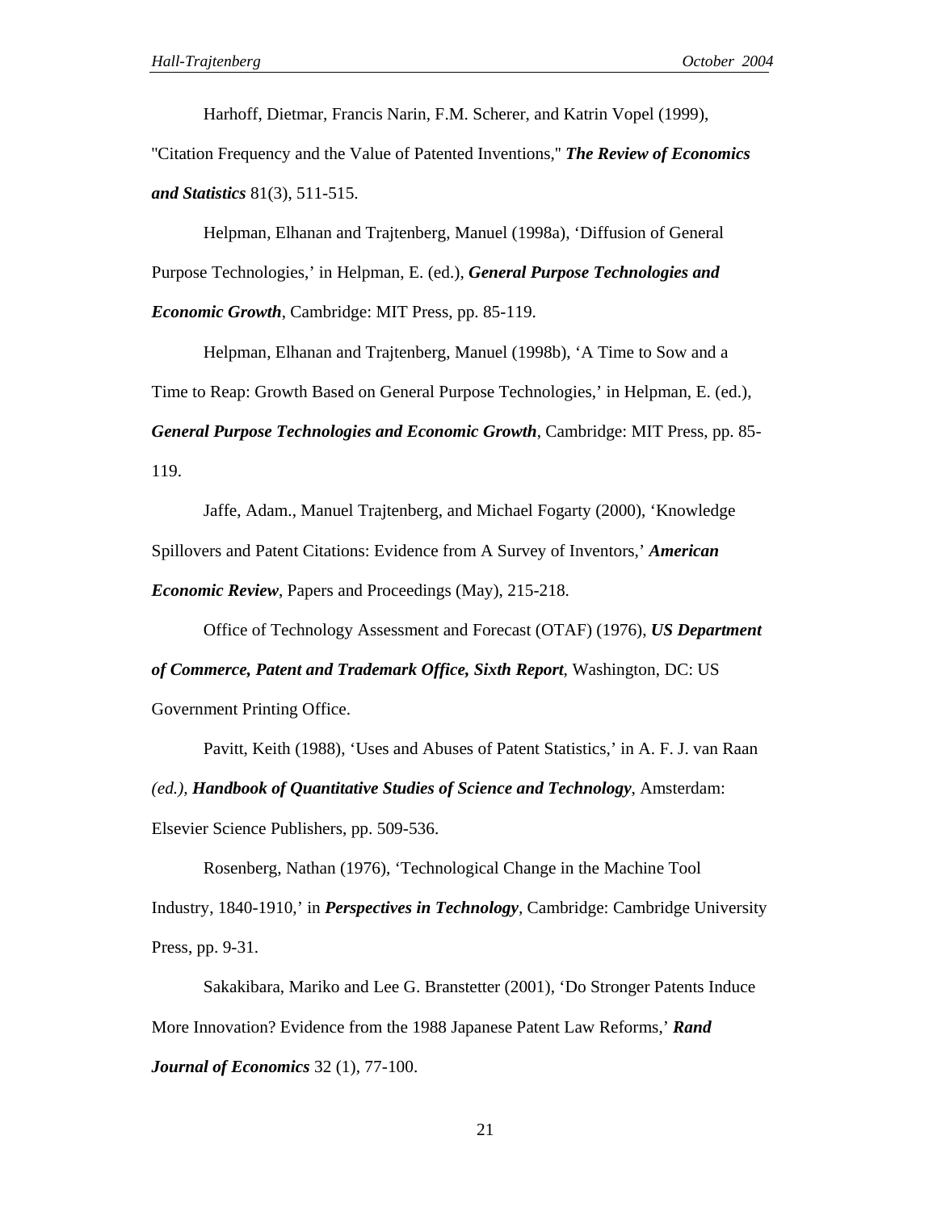Harhoff, Dietmar, Francis Narin, F.M. Scherer, and Katrin Vopel (1999), "Citation Frequency and the Value of Patented Inventions," ***The Review of Economics and Statistics*** 81(3), 511-515.

Helpman, Elhanan and Trajtenberg, Manuel (1998a), 'Diffusion of General Purpose Technologies,' in Helpman, E. (ed.), ***General Purpose Technologies and Economic Growth***, Cambridge: MIT Press, pp. 85-119.

Helpman, Elhanan and Trajtenberg, Manuel (1998b), 'A Time to Sow and a Time to Reap: Growth Based on General Purpose Technologies,' in Helpman, E. (ed.), ***General Purpose Technologies and Economic Growth***, Cambridge: MIT Press, pp. 85-119.

Jaffe, Adam., Manuel Trajtenberg, and Michael Fogarty (2000), 'Knowledge Spillovers and Patent Citations: Evidence from A Survey of Inventors,' ***American Economic Review***, Papers and Proceedings (May), 215-218.

Office of Technology Assessment and Forecast (OTAF) (1976), ***US Department of Commerce, Patent and Trademark Office, Sixth Report***, Washington, DC: US Government Printing Office.

Pavitt, Keith (1988), 'Uses and Abuses of Patent Statistics,' in A. F. J. van Raan *(ed.)*, ***Handbook of Quantitative Studies of Science and Technology***, Amsterdam: Elsevier Science Publishers, pp. 509-536.

Rosenberg, Nathan (1976), 'Technological Change in the Machine Tool Industry, 1840-1910,' in ***Perspectives in Technology***, Cambridge: Cambridge University Press, pp. 9-31.

Sakakibara, Mariko and Lee G. Branstetter (2001), 'Do Stronger Patents Induce More Innovation? Evidence from the 1988 Japanese Patent Law Reforms,' ***Rand Journal of Economics*** 32 (1), 77-100.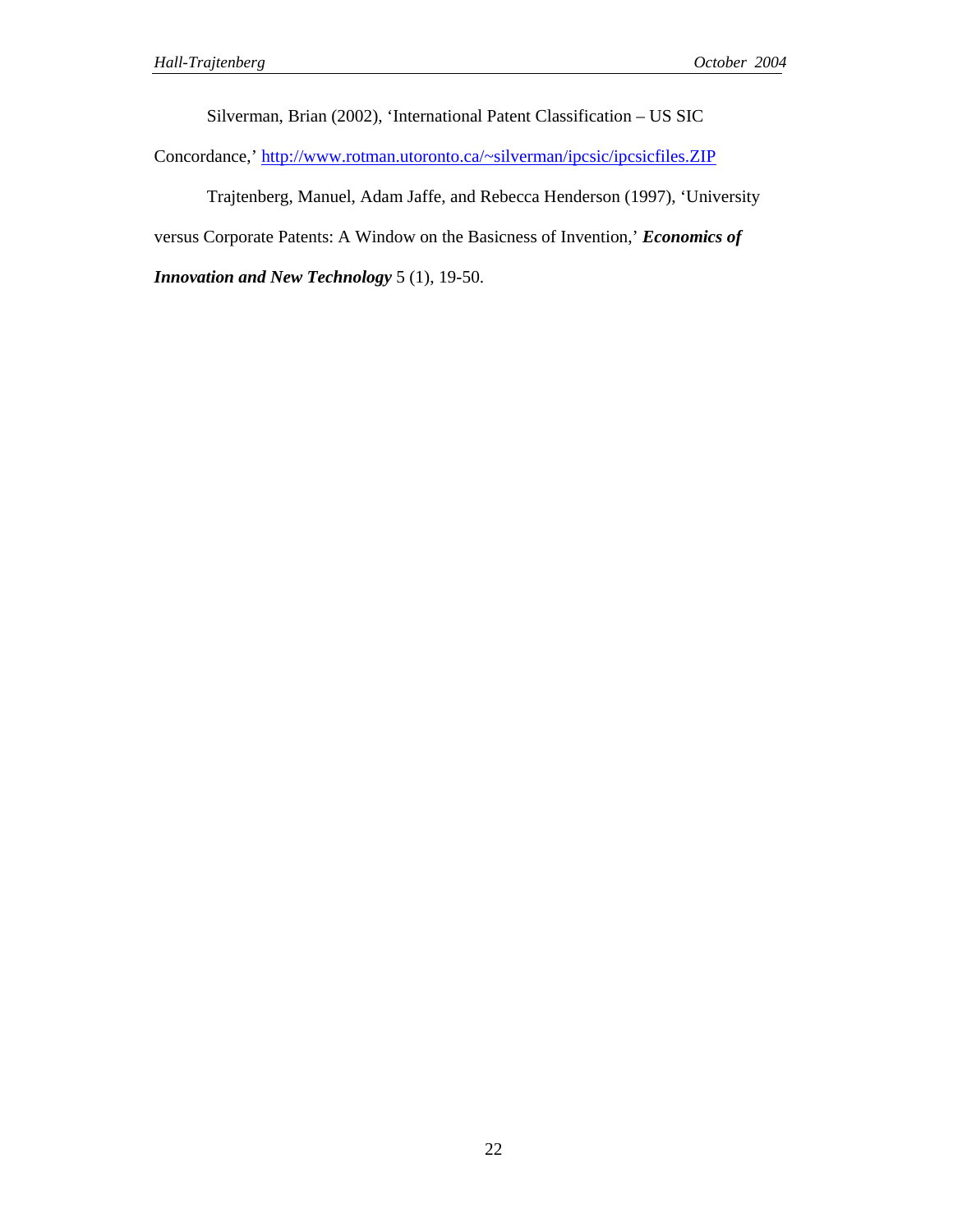Silverman, Brian (2002), 'International Patent Classification – US SIC Concordance,' http://www.rotman.utoronto.ca/~silverman/ipcsic/ipcsicfiles.ZIP

Trajtenberg, Manuel, Adam Jaffe, and Rebecca Henderson (1997), 'University versus Corporate Patents: A Window on the Basicness of Invention,' ***Economics of Innovation and New Technology*** 5 (1), 19-50.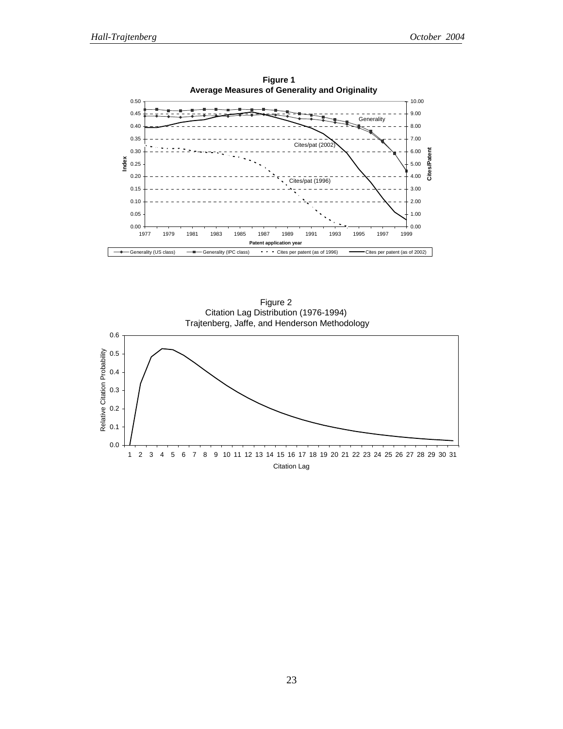**Figure 1**
**Average Measures of Generality and Originality**

Figure 2
Citation Lag Distribution (1976-1994)
Trajtenberg, Jaffe, and Henderson Methodology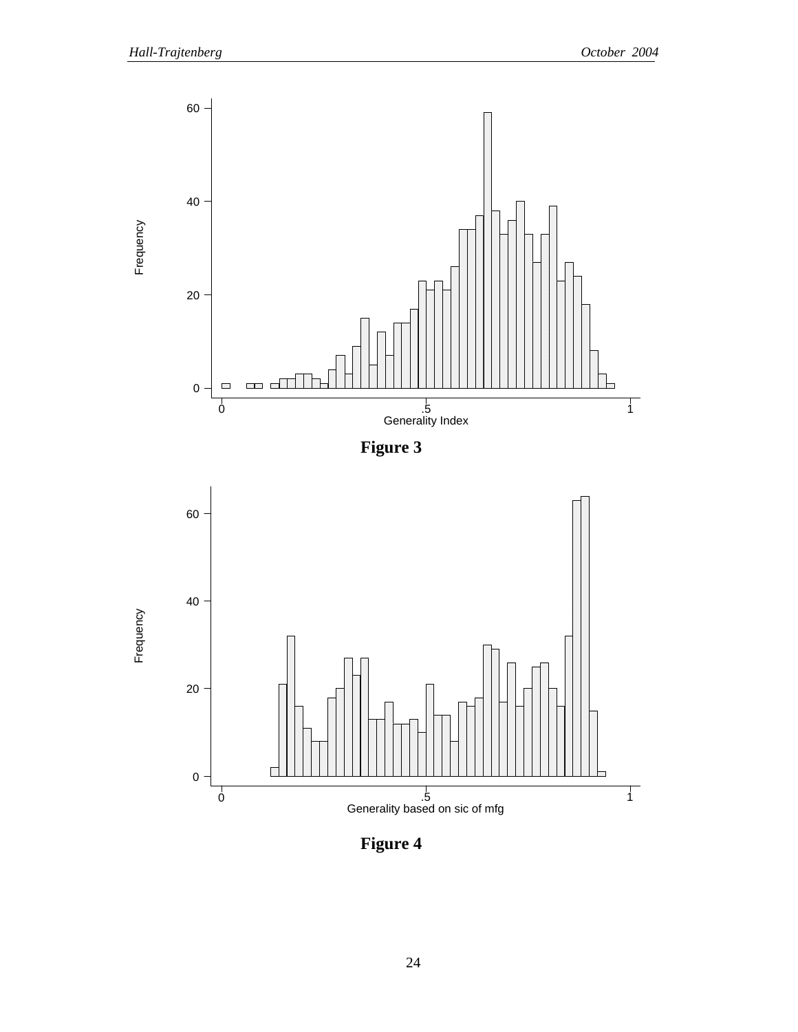Figure 3

Figure 4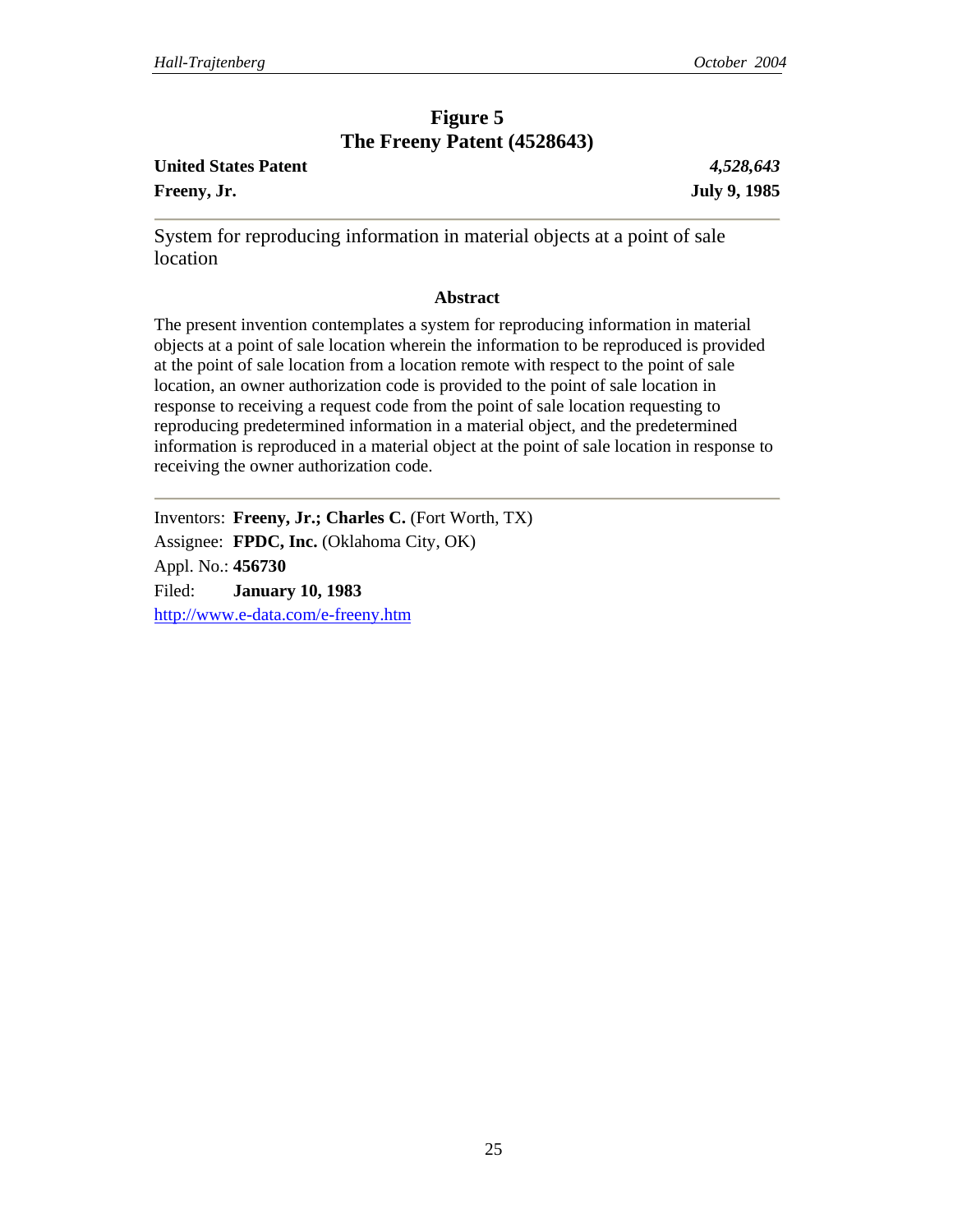# Figure 5
# The Freeny Patent (4528643)

**United States Patent** *4,528,643*

**Freeny, Jr.** **July 9, 1985**

---

System for reproducing information in material objects at a point of sale location

### Abstract

The present invention contemplates a system for reproducing information in material objects at a point of sale location wherein the information to be reproduced is provided at the point of sale location from a location remote with respect to the point of sale location, an owner authorization code is provided to the point of sale location in response to receiving a request code from the point of sale location requesting to reproducing predetermined information in a material object, and the predetermined information is reproduced in a material object at the point of sale location in response to receiving the owner authorization code.

---

Inventors: **Freeny, Jr.; Charles C.** (Fort Worth, TX)

Assignee: **FPDC, Inc.** (Oklahoma City, OK)

Appl. No.: **456730**

Filed: **January 10, 1983**

http://www.e-data.com/e-freeny.htm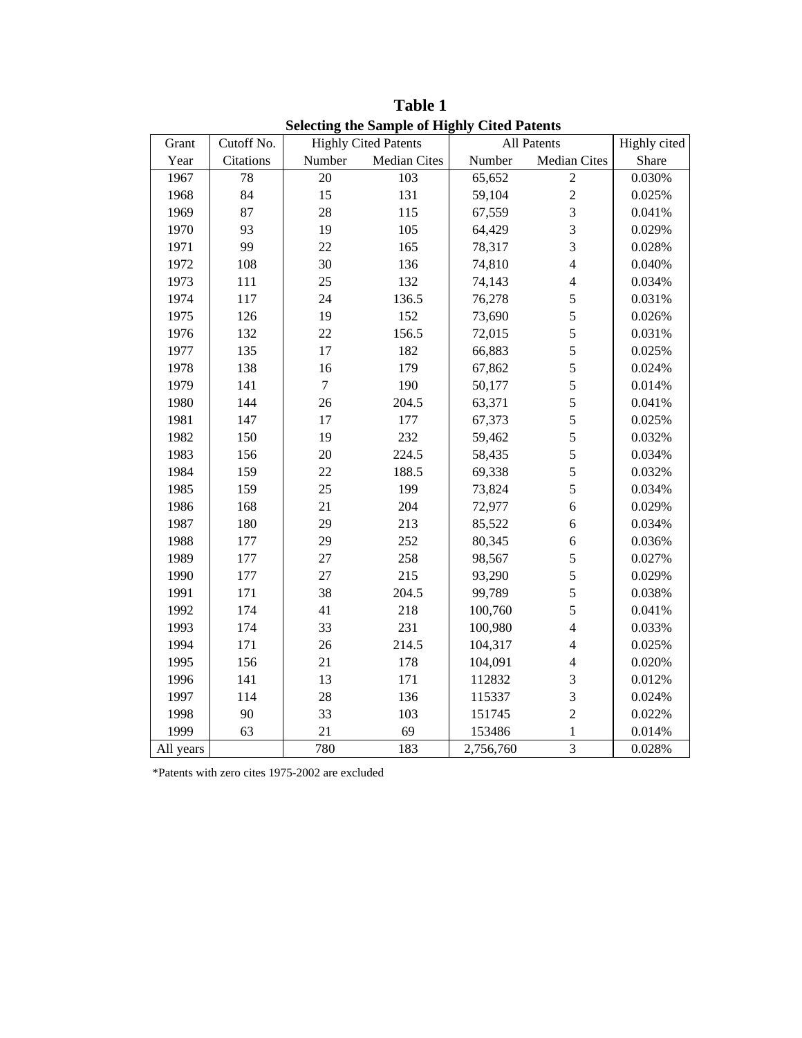# Table 1

## Selecting the Sample of Highly Cited Patents

| Grant | Cutoff No. | Highly Cited Patents | | All Patents | | Highly cited |
|---|---|---|---|---|---|---|
| Year | Citations | Number | Median Cites | Number | Median Cites | Share |
| 1967 | 78 | 20 | 103 | 65,652 | 2 | 0.030% |
| 1968 | 84 | 15 | 131 | 59,104 | 2 | 0.025% |
| 1969 | 87 | 28 | 115 | 67,559 | 3 | 0.041% |
| 1970 | 93 | 19 | 105 | 64,429 | 3 | 0.029% |
| 1971 | 99 | 22 | 165 | 78,317 | 3 | 0.028% |
| 1972 | 108 | 30 | 136 | 74,810 | 4 | 0.040% |
| 1973 | 111 | 25 | 132 | 74,143 | 4 | 0.034% |
| 1974 | 117 | 24 | 136.5 | 76,278 | 5 | 0.031% |
| 1975 | 126 | 19 | 152 | 73,690 | 5 | 0.026% |
| 1976 | 132 | 22 | 156.5 | 72,015 | 5 | 0.031% |
| 1977 | 135 | 17 | 182 | 66,883 | 5 | 0.025% |
| 1978 | 138 | 16 | 179 | 67,862 | 5 | 0.024% |
| 1979 | 141 | 7 | 190 | 50,177 | 5 | 0.014% |
| 1980 | 144 | 26 | 204.5 | 63,371 | 5 | 0.041% |
| 1981 | 147 | 17 | 177 | 67,373 | 5 | 0.025% |
| 1982 | 150 | 19 | 232 | 59,462 | 5 | 0.032% |
| 1983 | 156 | 20 | 224.5 | 58,435 | 5 | 0.034% |
| 1984 | 159 | 22 | 188.5 | 69,338 | 5 | 0.032% |
| 1985 | 159 | 25 | 199 | 73,824 | 5 | 0.034% |
| 1986 | 168 | 21 | 204 | 72,977 | 6 | 0.029% |
| 1987 | 180 | 29 | 213 | 85,522 | 6 | 0.034% |
| 1988 | 177 | 29 | 252 | 80,345 | 6 | 0.036% |
| 1989 | 177 | 27 | 258 | 98,567 | 5 | 0.027% |
| 1990 | 177 | 27 | 215 | 93,290 | 5 | 0.029% |
| 1991 | 171 | 38 | 204.5 | 99,789 | 5 | 0.038% |
| 1992 | 174 | 41 | 218 | 100,760 | 5 | 0.041% |
| 1993 | 174 | 33 | 231 | 100,980 | 4 | 0.033% |
| 1994 | 171 | 26 | 214.5 | 104,317 | 4 | 0.025% |
| 1995 | 156 | 21 | 178 | 104,091 | 4 | 0.020% |
| 1996 | 141 | 13 | 171 | 112832 | 3 | 0.012% |
| 1997 | 114 | 28 | 136 | 115337 | 3 | 0.024% |
| 1998 | 90 | 33 | 103 | 151745 | 2 | 0.022% |
| 1999 | 63 | 21 | 69 | 153486 | 1 | 0.014% |
| All years | | 780 | 183 | 2,756,760 | 3 | 0.028% |

*Patents with zero cites 1975-2002 are excluded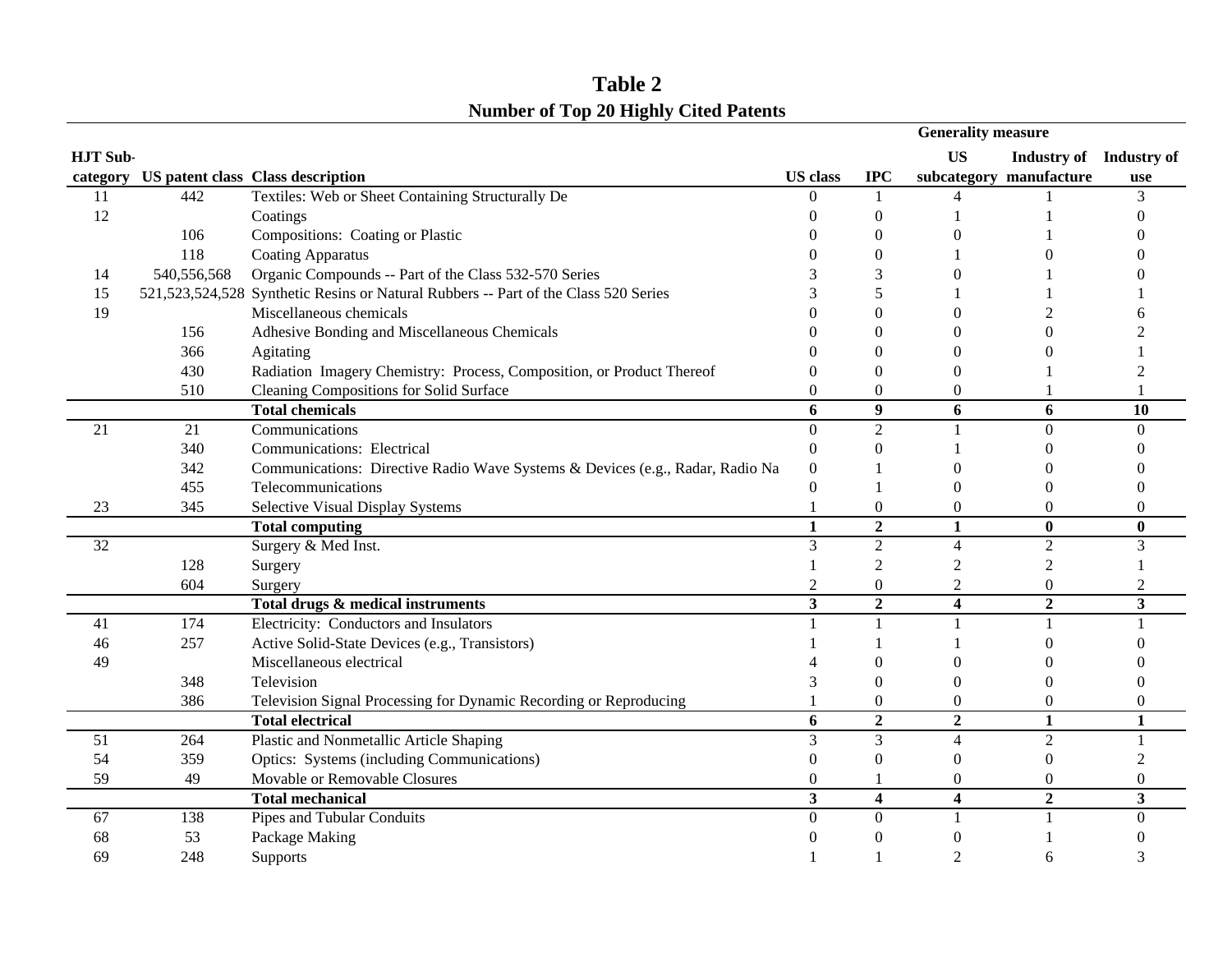# Table 2

## Number of Top 20 Highly Cited Patents

| HJT Sub-category | US patent class | Class description | US class | IPC | Generality measure: US subcategory | Generality measure: Industry of manufacture | Generality measure: Industry of use |
|---|---|---|---|---|---|---|---|
| 11 | 442 | Textiles: Web or Sheet Containing Structurally De | 0 | 1 | 4 | 1 | 3 |
| 12 | | Coatings | 0 | 0 | 1 | 1 | 0 |
| | 106 | Compositions: Coating or Plastic | 0 | 0 | 0 | 1 | 0 |
| | 118 | Coating Apparatus | 0 | 0 | 1 | 0 | 0 |
| 14 | 540,556,568 | Organic Compounds -- Part of the Class 532-570 Series | 3 | 3 | 0 | 1 | 0 |
| 15 | 521,523,524,528 | Synthetic Resins or Natural Rubbers -- Part of the Class 520 Series | 3 | 5 | 1 | 1 | 1 |
| 19 | | Miscellaneous chemicals | 0 | 0 | 0 | 2 | 6 |
| | 156 | Adhesive Bonding and Miscellaneous Chemicals | 0 | 0 | 0 | 0 | 2 |
| | 366 | Agitating | 0 | 0 | 0 | 0 | 1 |
| | 430 | Radiation Imagery Chemistry: Process, Composition, or Product Thereof | 0 | 0 | 0 | 1 | 2 |
| | 510 | Cleaning Compositions for Solid Surface | 0 | 0 | 0 | 1 | 1 |
| | | **Total chemicals** | **6** | **9** | **6** | **6** | **10** |
| 21 | 21 | Communications | 0 | 2 | 1 | 0 | 0 |
| | 340 | Communications: Electrical | 0 | 0 | 1 | 0 | 0 |
| | 342 | Communications: Directive Radio Wave Systems & Devices (e.g., Radar, Radio Na | 0 | 1 | 0 | 0 | 0 |
| | 455 | Telecommunications | 0 | 1 | 0 | 0 | 0 |
| 23 | 345 | Selective Visual Display Systems | 1 | 0 | 0 | 0 | 0 |
| | | **Total computing** | **1** | **2** | **1** | **0** | **0** |
| 32 | | Surgery & Med Inst. | 3 | 2 | 4 | 2 | 3 |
| | 128 | Surgery | 1 | 2 | 2 | 2 | 1 |
| | 604 | Surgery | 2 | 0 | 2 | 0 | 2 |
| | | **Total drugs & medical instruments** | **3** | **2** | **4** | **2** | **3** |
| 41 | 174 | Electricity: Conductors and Insulators | 1 | 1 | 1 | 1 | 1 |
| 46 | 257 | Active Solid-State Devices (e.g., Transistors) | 1 | 1 | 1 | 0 | 0 |
| 49 | | Miscellaneous electrical | 4 | 0 | 0 | 0 | 0 |
| | 348 | Television | 3 | 0 | 0 | 0 | 0 |
| | 386 | Television Signal Processing for Dynamic Recording or Reproducing | 1 | 0 | 0 | 0 | 0 |
| | | **Total electrical** | **6** | **2** | **2** | **1** | **1** |
| 51 | 264 | Plastic and Nonmetallic Article Shaping | 3 | 3 | 4 | 2 | 1 |
| 54 | 359 | Optics: Systems (including Communications) | 0 | 0 | 0 | 0 | 2 |
| 59 | 49 | Movable or Removable Closures | 0 | 1 | 0 | 0 | 0 |
| | | **Total mechanical** | **3** | **4** | **4** | **2** | **3** |
| 67 | 138 | Pipes and Tubular Conduits | 0 | 0 | 1 | 1 | 0 |
| 68 | 53 | Package Making | 0 | 0 | 0 | 1 | 0 |
| 69 | 248 | Supports | 1 | 1 | 2 | 6 | 3 |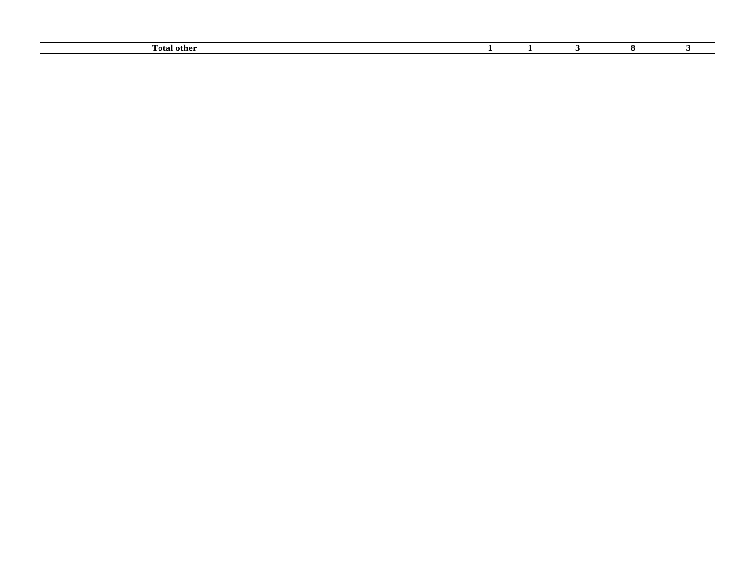| **Total other** | **1** | **1** | **3** | **8** | **3** |
|---|---|---|---|---|---|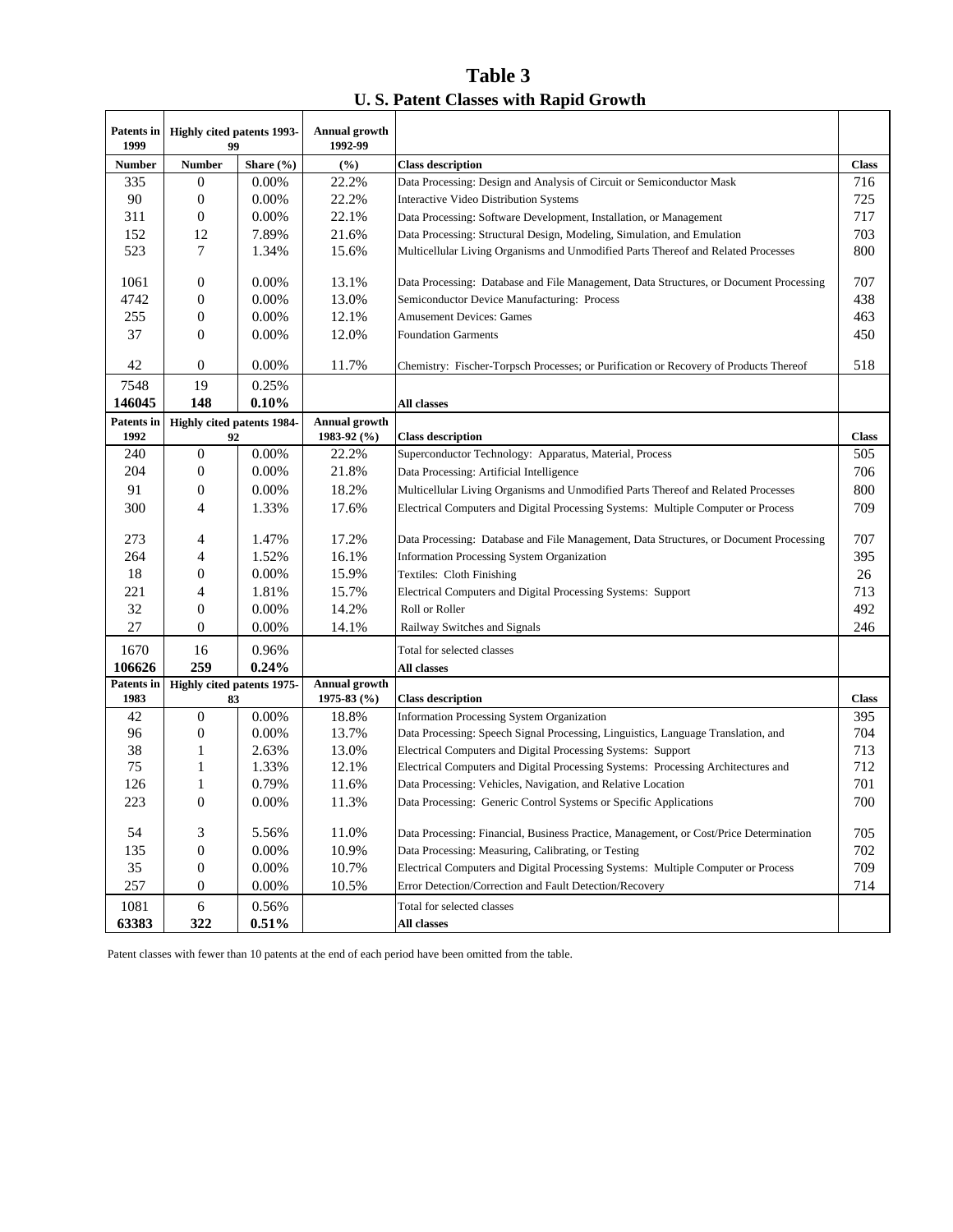# Table 3

## U. S. Patent Classes with Rapid Growth

| Patents in 1999 | Highly cited patents 1993-99 | | Annual growth 1992-99 | | |
|---|---|---|---|---|---|
| Number | Number | Share (%) | (%) | Class description | Class |
| 335 | 0 | 0.00% | 22.2% | Data Processing: Design and Analysis of Circuit or Semiconductor Mask | 716 |
| 90 | 0 | 0.00% | 22.2% | Interactive Video Distribution Systems | 725 |
| 311 | 0 | 0.00% | 22.1% | Data Processing: Software Development, Installation, or Management | 717 |
| 152 | 12 | 7.89% | 21.6% | Data Processing: Structural Design, Modeling, Simulation, and Emulation | 703 |
| 523 | 7 | 1.34% | 15.6% | Multicellular Living Organisms and Unmodified Parts Thereof and Related Processes | 800 |
| 1061 | 0 | 0.00% | 13.1% | Data Processing: Database and File Management, Data Structures, or Document Processing | 707 |
| 4742 | 0 | 0.00% | 13.0% | Semiconductor Device Manufacturing: Process | 438 |
| 255 | 0 | 0.00% | 12.1% | Amusement Devices: Games | 463 |
| 37 | 0 | 0.00% | 12.0% | Foundation Garments | 450 |
| 42 | 0 | 0.00% | 11.7% | Chemistry: Fischer-Torpsch Processes; or Purification or Recovery of Products Thereof | 518 |
| 7548 | 19 | 0.25% | | | |
| **146045** | **148** | **0.10%** | | **All classes** | |
| **Patents in 1992** | **Highly cited patents 1984-92** | | **Annual growth 1983-92 (%)** | **Class description** | **Class** |
| 240 | 0 | 0.00% | 22.2% | Superconductor Technology: Apparatus, Material, Process | 505 |
| 204 | 0 | 0.00% | 21.8% | Data Processing: Artificial Intelligence | 706 |
| 91 | 0 | 0.00% | 18.2% | Multicellular Living Organisms and Unmodified Parts Thereof and Related Processes | 800 |
| 300 | 4 | 1.33% | 17.6% | Electrical Computers and Digital Processing Systems: Multiple Computer or Process | 709 |
| 273 | 4 | 1.47% | 17.2% | Data Processing: Database and File Management, Data Structures, or Document Processing | 707 |
| 264 | 4 | 1.52% | 16.1% | Information Processing System Organization | 395 |
| 18 | 0 | 0.00% | 15.9% | Textiles: Cloth Finishing | 26 |
| 221 | 4 | 1.81% | 15.7% | Electrical Computers and Digital Processing Systems: Support | 713 |
| 32 | 0 | 0.00% | 14.2% | Roll or Roller | 492 |
| 27 | 0 | 0.00% | 14.1% | Railway Switches and Signals | 246 |
| 1670 | 16 | 0.96% | | Total for selected classes | |
| **106626** | **259** | **0.24%** | | **All classes** | |
| **Patents in 1983** | **Highly cited patents 1975-83** | | **Annual growth 1975-83 (%)** | **Class description** | **Class** |
| 42 | 0 | 0.00% | 18.8% | Information Processing System Organization | 395 |
| 96 | 0 | 0.00% | 13.7% | Data Processing: Speech Signal Processing, Linguistics, Language Translation, and | 704 |
| 38 | 1 | 2.63% | 13.0% | Electrical Computers and Digital Processing Systems: Support | 713 |
| 75 | 1 | 1.33% | 12.1% | Electrical Computers and Digital Processing Systems: Processing Architectures and | 712 |
| 126 | 1 | 0.79% | 11.6% | Data Processing: Vehicles, Navigation, and Relative Location | 701 |
| 223 | 0 | 0.00% | 11.3% | Data Processing: Generic Control Systems or Specific Applications | 700 |
| 54 | 3 | 5.56% | 11.0% | Data Processing: Financial, Business Practice, Management, or Cost/Price Determination | 705 |
| 135 | 0 | 0.00% | 10.9% | Data Processing: Measuring, Calibrating, or Testing | 702 |
| 35 | 0 | 0.00% | 10.7% | Electrical Computers and Digital Processing Systems: Multiple Computer or Process | 709 |
| 257 | 0 | 0.00% | 10.5% | Error Detection/Correction and Fault Detection/Recovery | 714 |
| 1081 | 6 | 0.56% | | Total for selected classes | |
| **63383** | **322** | **0.51%** | | **All classes** | |

Patent classes with fewer than 10 patents at the end of each period have been omitted from the table.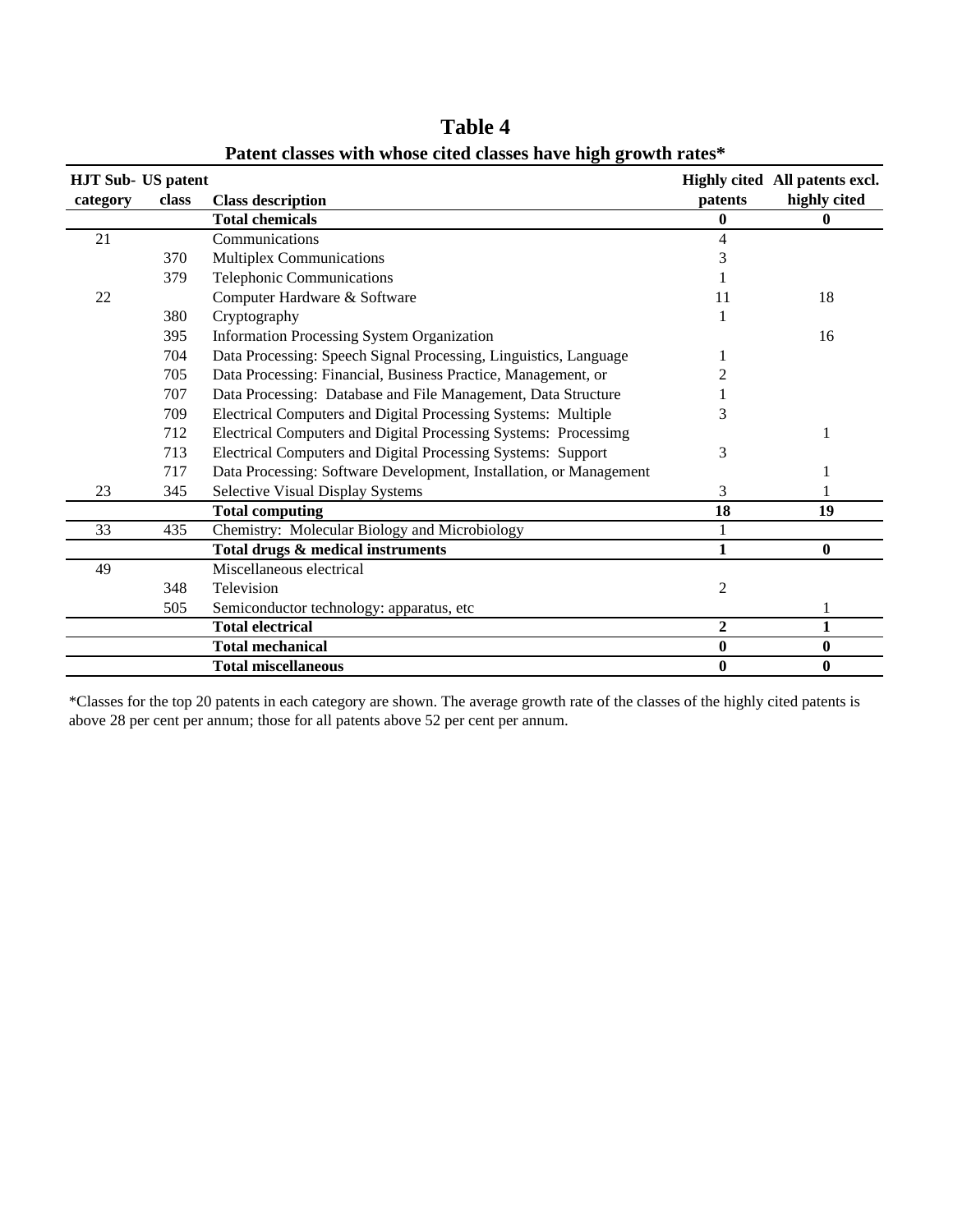# Table 4

## Patent classes with whose cited classes have high growth rates*

| HJT Sub-category | US patent class | Class description | Highly cited patents | All patents excl. highly cited |
|---|---|---|---|---|
| | | **Total chemicals** | **0** | **0** |
| 21 | | Communications | 4 | |
| | 370 | Multiplex Communications | 3 | |
| | 379 | Telephonic Communications | 1 | |
| 22 | | Computer Hardware & Software | 11 | 18 |
| | 380 | Cryptography | 1 | |
| | 395 | Information Processing System Organization | | 16 |
| | 704 | Data Processing: Speech Signal Processing, Linguistics, Language | 1 | |
| | 705 | Data Processing: Financial, Business Practice, Management, or | 2 | |
| | 707 | Data Processing: Database and File Management, Data Structure | 1 | |
| | 709 | Electrical Computers and Digital Processing Systems: Multiple | 3 | |
| | 712 | Electrical Computers and Digital Processing Systems: Processimg | | 1 |
| | 713 | Electrical Computers and Digital Processing Systems: Support | 3 | |
| | 717 | Data Processing: Software Development, Installation, or Management | | 1 |
| 23 | 345 | Selective Visual Display Systems | 3 | 1 |
| | | **Total computing** | **18** | **19** |
| 33 | 435 | Chemistry: Molecular Biology and Microbiology | 1 | |
| | | **Total drugs & medical instruments** | **1** | **0** |
| 49 | | Miscellaneous electrical | | |
| | 348 | Television | 2 | |
| | 505 | Semiconductor technology: apparatus, etc | | 1 |
| | | **Total electrical** | **2** | **1** |
| | | **Total mechanical** | **0** | **0** |
| | | **Total miscellaneous** | **0** | **0** |

*Classes for the top 20 patents in each category are shown. The average growth rate of the classes of the highly cited patents is above 28 per cent per annum; those for all patents above 52 per cent per annum.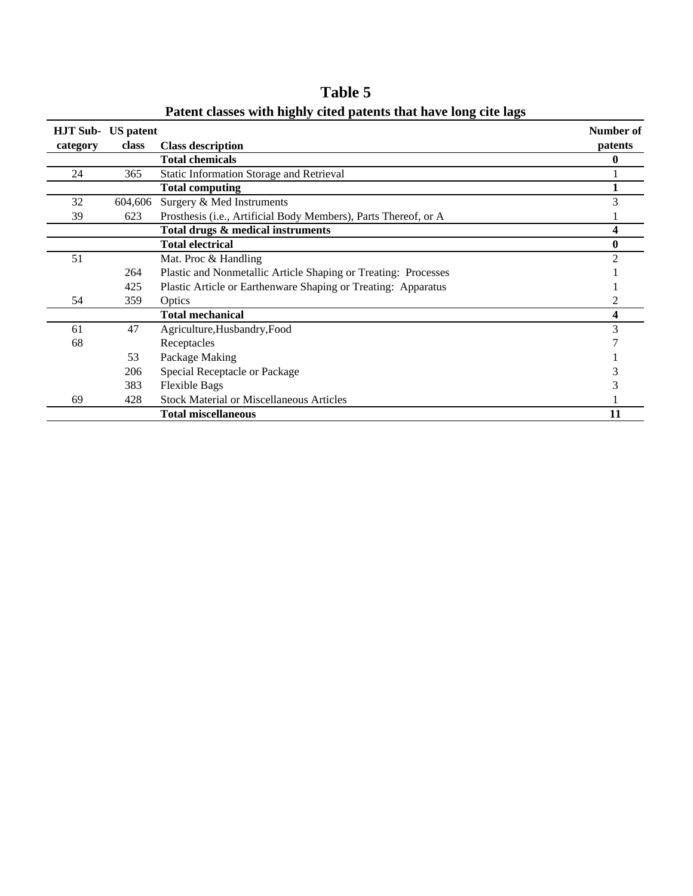# Table 5

## Patent classes with highly cited patents that have long cite lags

| HJT Sub-category | US patent class | Class description | Number of patents |
|---|---|---|---|
| | | **Total chemicals** | **0** |
| 24 | 365 | Static Information Storage and Retrieval | 1 |
| | | **Total computing** | **1** |
| 32 | 604,606 | Surgery & Med Instruments | 3 |
| 39 | 623 | Prosthesis (i.e., Artificial Body Members), Parts Thereof, or A | 1 |
| | | **Total drugs & medical instruments** | **4** |
| | | **Total electrical** | **0** |
| 51 | | Mat. Proc & Handling | 2 |
| | 264 | Plastic and Nonmetallic Article Shaping or Treating: Processes | 1 |
| | 425 | Plastic Article or Earthenware Shaping or Treating: Apparatus | 1 |
| 54 | 359 | Optics | 2 |
| | | **Total mechanical** | **4** |
| 61 | 47 | Agriculture,Husbandry,Food | 3 |
| 68 | | Receptacles | 7 |
| | 53 | Package Making | 1 |
| | 206 | Special Receptacle or Package | 3 |
| | 383 | Flexible Bags | 3 |
| 69 | 428 | Stock Material or Miscellaneous Articles | 1 |
| | | **Total miscellaneous** | **11** |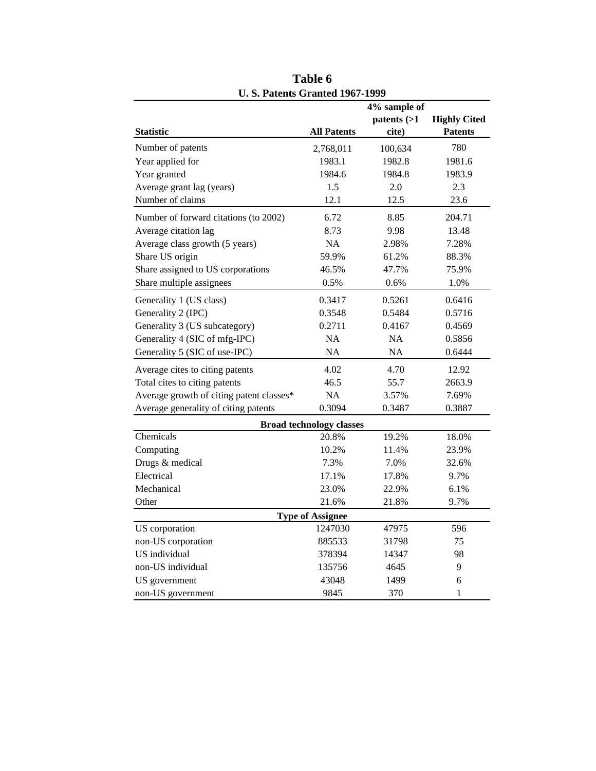# Table 6

## U. S. Patents Granted 1967-1999

| Statistic | All Patents | 4% sample of patents (>1 cite) | Highly Cited Patents |
|---|---|---|---|
| Number of patents | 2,768,011 | 100,634 | 780 |
| Year applied for | 1983.1 | 1982.8 | 1981.6 |
| Year granted | 1984.6 | 1984.8 | 1983.9 |
| Average grant lag (years) | 1.5 | 2.0 | 2.3 |
| Number of claims | 12.1 | 12.5 | 23.6 |
| Number of forward citations (to 2002) | 6.72 | 8.85 | 204.71 |
| Average citation lag | 8.73 | 9.98 | 13.48 |
| Average class growth (5 years) | NA | 2.98% | 7.28% |
| Share US origin | 59.9% | 61.2% | 88.3% |
| Share assigned to US corporations | 46.5% | 47.7% | 75.9% |
| Share multiple assignees | 0.5% | 0.6% | 1.0% |
| Generality 1 (US class) | 0.3417 | 0.5261 | 0.6416 |
| Generality 2 (IPC) | 0.3548 | 0.5484 | 0.5716 |
| Generality 3 (US subcategory) | 0.2711 | 0.4167 | 0.4569 |
| Generality 4 (SIC of mfg-IPC) | NA | NA | 0.5856 |
| Generality 5 (SIC of use-IPC) | NA | NA | 0.6444 |
| Average cites to citing patents | 4.02 | 4.70 | 12.92 |
| Total cites to citing patents | 46.5 | 55.7 | 2663.9 |
| Average growth of citing patent classes* | NA | 3.57% | 7.69% |
| Average generality of citing patents | 0.3094 | 0.3487 | 0.3887 |
| **Broad technology classes** | | | |
| Chemicals | 20.8% | 19.2% | 18.0% |
| Computing | 10.2% | 11.4% | 23.9% |
| Drugs & medical | 7.3% | 7.0% | 32.6% |
| Electrical | 17.1% | 17.8% | 9.7% |
| Mechanical | 23.0% | 22.9% | 6.1% |
| Other | 21.6% | 21.8% | 9.7% |
| **Type of Assignee** | | | |
| US corporation | 1247030 | 47975 | 596 |
| non-US corporation | 885533 | 31798 | 75 |
| US individual | 378394 | 14347 | 98 |
| non-US individual | 135756 | 4645 | 9 |
| US government | 43048 | 1499 | 6 |
| non-US government | 9845 | 370 | 1 |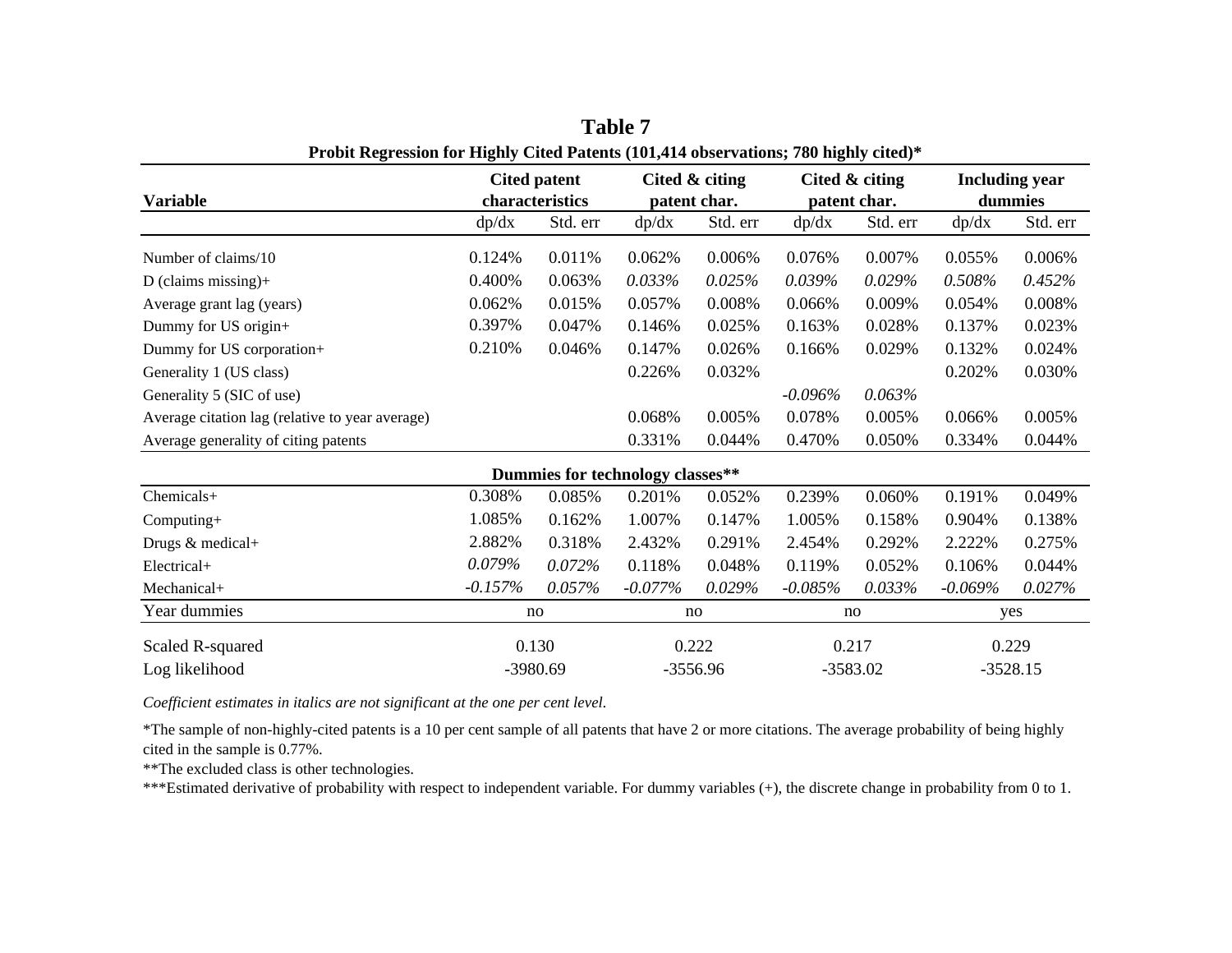# Table 7

**Probit Regression for Highly Cited Patents (101,414 observations; 780 highly cited)***

| Variable | Cited patent characteristics | | Cited & citing patent char. | | Cited & citing patent char. | | Including year dummies | |
|---|---|---|---|---|---|---|---|---|
| | dp/dx | Std. err | dp/dx | Std. err | dp/dx | Std. err | dp/dx | Std. err |
| Number of claims/10 | 0.124% | 0.011% | 0.062% | 0.006% | 0.076% | 0.007% | 0.055% | 0.006% |
| D (claims missing)+ | 0.400% | 0.063% | *0.033%* | *0.025%* | *0.039%* | *0.029%* | *0.508%* | *0.452%* |
| Average grant lag (years) | 0.062% | 0.015% | 0.057% | 0.008% | 0.066% | 0.009% | 0.054% | 0.008% |
| Dummy for US origin+ | 0.397% | 0.047% | 0.146% | 0.025% | 0.163% | 0.028% | 0.137% | 0.023% |
| Dummy for US corporation+ | 0.210% | 0.046% | 0.147% | 0.026% | 0.166% | 0.029% | 0.132% | 0.024% |
| Generality 1 (US class) | | | 0.226% | 0.032% | | | 0.202% | 0.030% |
| Generality 5 (SIC of use) | | | | | *-0.096%* | *0.063%* | | |
| Average citation lag (relative to year average) | | | 0.068% | 0.005% | 0.078% | 0.005% | 0.066% | 0.005% |
| Average generality of citing patents | | | 0.331% | 0.044% | 0.470% | 0.050% | 0.334% | 0.044% |
| **Dummies for technology classes**** | | | | | | | | |
| Chemicals+ | 0.308% | 0.085% | 0.201% | 0.052% | 0.239% | 0.060% | 0.191% | 0.049% |
| Computing+ | 1.085% | 0.162% | 1.007% | 0.147% | 1.005% | 0.158% | 0.904% | 0.138% |
| Drugs & medical+ | 2.882% | 0.318% | 2.432% | 0.291% | 2.454% | 0.292% | 2.222% | 0.275% |
| Electrical+ | *0.079%* | *0.072%* | 0.118% | 0.048% | 0.119% | 0.052% | 0.106% | 0.044% |
| Mechanical+ | *-0.157%* | *0.057%* | *-0.077%* | *0.029%* | *-0.085%* | *0.033%* | *-0.069%* | *0.027%* |
| Year dummies | no | | no | | no | | yes | |
| Scaled R-squared | 0.130 | | 0.222 | | 0.217 | | 0.229 | |
| Log likelihood | -3980.69 | | -3556.96 | | -3583.02 | | -3528.15 | |

*Coefficient estimates in italics are not significant at the one per cent level.*

*The sample of non-highly-cited patents is a 10 per cent sample of all patents that have 2 or more citations. The average probability of being highly cited in the sample is 0.77%.

**The excluded class is other technologies.

***Estimated derivative of probability with respect to independent variable. For dummy variables (+), the discrete change in probability from 0 to 1.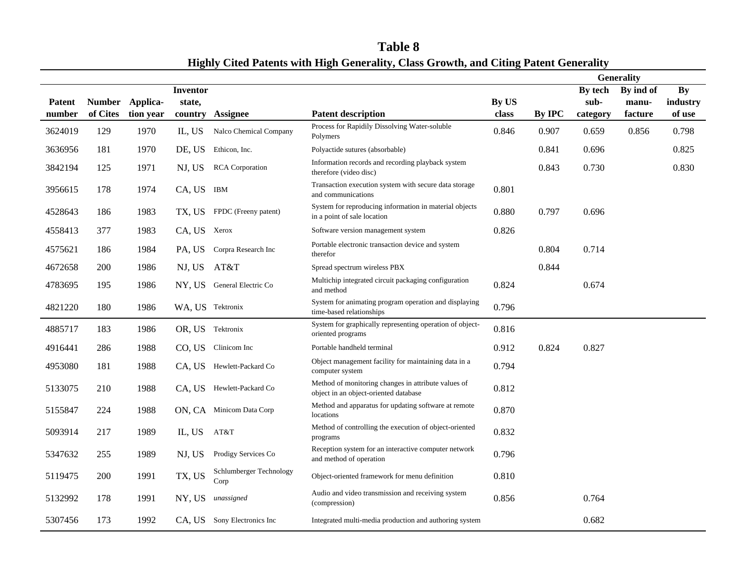# Table 8

## Highly Cited Patents with High Generality, Class Growth, and Citing Patent Generality

| Patent number | Number of Cites | Application year | Inventor state, country | Assignee | Patent description | Generality By US class | By IPC | By tech sub-category | By ind of manu-facture | By industry of use |
|---|---|---|---|---|---|---|---|---|---|---|
| 3624019 | 129 | 1970 | IL, US | Nalco Chemical Company | Process for Rapidily Dissolving Water-soluble Polymers | 0.846 | 0.907 | 0.659 | 0.856 | 0.798 |
| 3636956 | 181 | 1970 | DE, US | Ethicon, Inc. | Polyactide sutures (absorbable) | | 0.841 | 0.696 | | 0.825 |
| 3842194 | 125 | 1971 | NJ, US | RCA Corporation | Information records and recording playback system therefore (video disc) | | 0.843 | 0.730 | | 0.830 |
| 3956615 | 178 | 1974 | CA, US | IBM | Transaction execution system with secure data storage and communications | 0.801 | | | | |
| 4528643 | 186 | 1983 | TX, US | FPDC (Freeny patent) | System for reproducing information in material objects in a point of sale location | 0.880 | 0.797 | 0.696 | | |
| 4558413 | 377 | 1983 | CA, US | Xerox | Software version management system | 0.826 | | | | |
| 4575621 | 186 | 1984 | PA, US | Corpra Research Inc | Portable electronic transaction device and system therefor | | 0.804 | 0.714 | | |
| 4672658 | 200 | 1986 | NJ, US | AT&T | Spread spectrum wireless PBX | | 0.844 | | | |
| 4783695 | 195 | 1986 | NY, US | General Electric Co | Multichip integrated circuit packaging configuration and method | 0.824 | | 0.674 | | |
| 4821220 | 180 | 1986 | WA, US | Tektronix | System for animating program operation and displaying time-based relationships | 0.796 | | | | |
| 4885717 | 183 | 1986 | OR, US | Tektronix | System for graphically representing operation of object-oriented programs | 0.816 | | | | |
| 4916441 | 286 | 1988 | CO, US | Clinicom Inc | Portable handheld terminal | 0.912 | 0.824 | 0.827 | | |
| 4953080 | 181 | 1988 | CA, US | Hewlett-Packard Co | Object management facility for maintaining data in a computer system | 0.794 | | | | |
| 5133075 | 210 | 1988 | CA, US | Hewlett-Packard Co | Method of monitoring changes in attribute values of object in an object-oriented database | 0.812 | | | | |
| 5155847 | 224 | 1988 | ON, CA | Minicom Data Corp | Method and apparatus for updating software at remote locations | 0.870 | | | | |
| 5093914 | 217 | 1989 | IL, US | AT&T | Method of controlling the execution of object-oriented programs | 0.832 | | | | |
| 5347632 | 255 | 1989 | NJ, US | Prodigy Services Co | Reception system for an interactive computer network and method of operation | 0.796 | | | | |
| 5119475 | 200 | 1991 | TX, US | Schlumberger Technology Corp | Object-oriented framework for menu definition | 0.810 | | | | |
| 5132992 | 178 | 1991 | NY, US | *unassigned* | Audio and video transmission and receiving system (compression) | 0.856 | | 0.764 | | |
| 5307456 | 173 | 1992 | CA, US | Sony Electronics Inc | Integrated multi-media production and authoring system | | | 0.682 | | |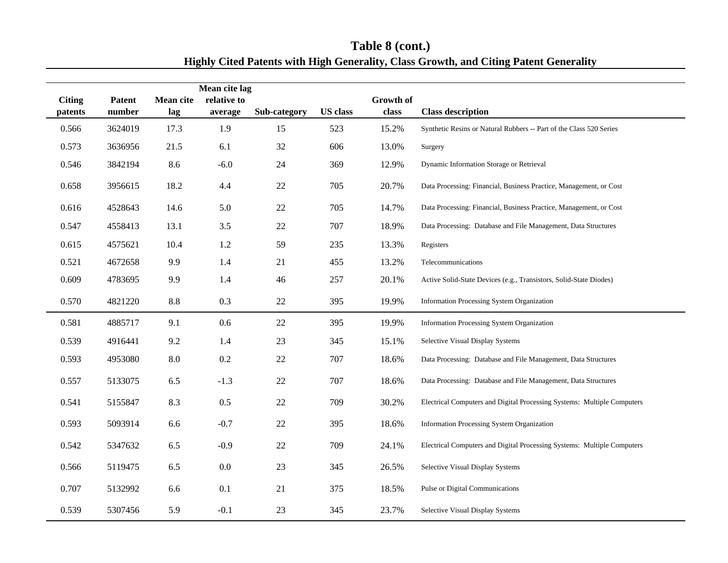# Table 8 (cont.)

## Highly Cited Patents with High Generality, Class Growth, and Citing Patent Generality

| Citing patents | Patent number | Mean cite lag | Mean cite lag relative to average | Sub-category | US class | Growth of class | Class description |
|---|---|---|---|---|---|---|---|
| 0.566 | 3624019 | 17.3 | 1.9 | 15 | 523 | 15.2% | Synthetic Resins or Natural Rubbers -- Part of the Class 520 Series |
| 0.573 | 3636956 | 21.5 | 6.1 | 32 | 606 | 13.0% | Surgery |
| 0.546 | 3842194 | 8.6 | -6.0 | 24 | 369 | 12.9% | Dynamic Information Storage or Retrieval |
| 0.658 | 3956615 | 18.2 | 4.4 | 22 | 705 | 20.7% | Data Processing: Financial, Business Practice, Management, or Cost |
| 0.616 | 4528643 | 14.6 | 5.0 | 22 | 705 | 14.7% | Data Processing: Financial, Business Practice, Management, or Cost |
| 0.547 | 4558413 | 13.1 | 3.5 | 22 | 707 | 18.9% | Data Processing: Database and File Management, Data Structures |
| 0.615 | 4575621 | 10.4 | 1.2 | 59 | 235 | 13.3% | Registers |
| 0.521 | 4672658 | 9.9 | 1.4 | 21 | 455 | 13.2% | Telecommunications |
| 0.609 | 4783695 | 9.9 | 1.4 | 46 | 257 | 20.1% | Active Solid-State Devices (e.g., Transistors, Solid-State Diodes) |
| 0.570 | 4821220 | 8.8 | 0.3 | 22 | 395 | 19.9% | Information Processing System Organization |
| 0.581 | 4885717 | 9.1 | 0.6 | 22 | 395 | 19.9% | Information Processing System Organization |
| 0.539 | 4916441 | 9.2 | 1.4 | 23 | 345 | 15.1% | Selective Visual Display Systems |
| 0.593 | 4953080 | 8.0 | 0.2 | 22 | 707 | 18.6% | Data Processing: Database and File Management, Data Structures |
| 0.557 | 5133075 | 6.5 | -1.3 | 22 | 707 | 18.6% | Data Processing: Database and File Management, Data Structures |
| 0.541 | 5155847 | 8.3 | 0.5 | 22 | 709 | 30.2% | Electrical Computers and Digital Processing Systems: Multiple Computers |
| 0.593 | 5093914 | 6.6 | -0.7 | 22 | 395 | 18.6% | Information Processing System Organization |
| 0.542 | 5347632 | 6.5 | -0.9 | 22 | 709 | 24.1% | Electrical Computers and Digital Processing Systems: Multiple Computers |
| 0.566 | 5119475 | 6.5 | 0.0 | 23 | 345 | 26.5% | Selective Visual Display Systems |
| 0.707 | 5132992 | 6.6 | 0.1 | 21 | 375 | 18.5% | Pulse or Digital Communications |
| 0.539 | 5307456 | 5.9 | -0.1 | 23 | 345 | 23.7% | Selective Visual Display Systems |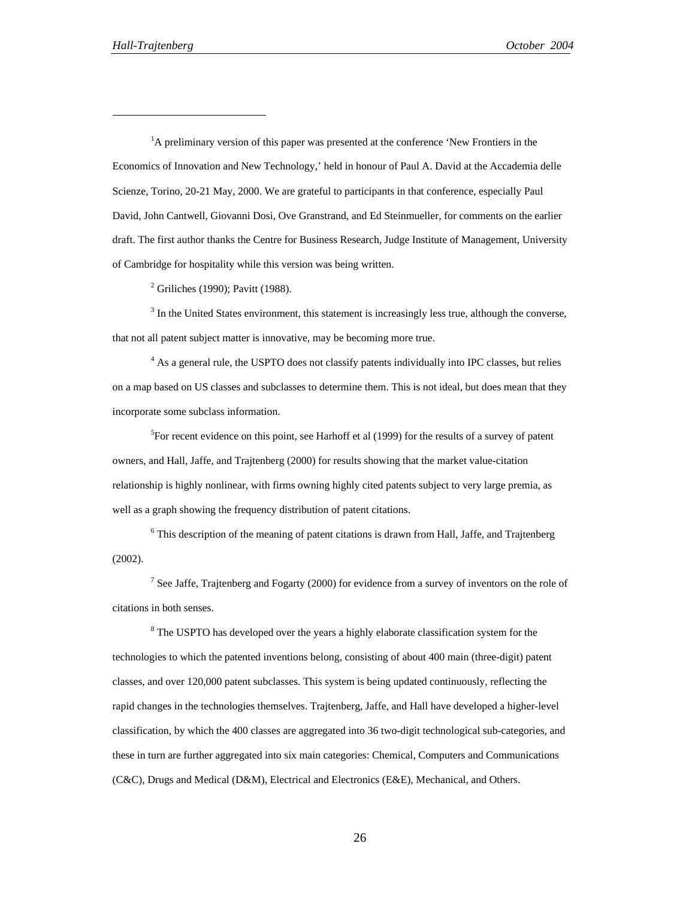[1]A preliminary version of this paper was presented at the conference 'New Frontiers in the Economics of Innovation and New Technology,' held in honour of Paul A. David at the Accademia delle Scienze, Torino, 20-21 May, 2000. We are grateful to participants in that conference, especially Paul David, John Cantwell, Giovanni Dosi, Ove Granstrand, and Ed Steinmueller, for comments on the earlier draft. The first author thanks the Centre for Business Research, Judge Institute of Management, University of Cambridge for hospitality while this version was being written.

[2] Griliches (1990); Pavitt (1988).

[3] In the United States environment, this statement is increasingly less true, although the converse, that not all patent subject matter is innovative, may be becoming more true.

[4] As a general rule, the USPTO does not classify patents individually into IPC classes, but relies on a map based on US classes and subclasses to determine them. This is not ideal, but does mean that they incorporate some subclass information.

[5]For recent evidence on this point, see Harhoff et al (1999) for the results of a survey of patent owners, and Hall, Jaffe, and Trajtenberg (2000) for results showing that the market value-citation relationship is highly nonlinear, with firms owning highly cited patents subject to very large premia, as well as a graph showing the frequency distribution of patent citations.

[6] This description of the meaning of patent citations is drawn from Hall, Jaffe, and Trajtenberg (2002).

[7] See Jaffe, Trajtenberg and Fogarty (2000) for evidence from a survey of inventors on the role of citations in both senses.

[8] The USPTO has developed over the years a highly elaborate classification system for the technologies to which the patented inventions belong, consisting of about 400 main (three-digit) patent classes, and over 120,000 patent subclasses. This system is being updated continuously, reflecting the rapid changes in the technologies themselves. Trajtenberg, Jaffe, and Hall have developed a higher-level classification, by which the 400 classes are aggregated into 36 two-digit technological sub-categories, and these in turn are further aggregated into six main categories: Chemical, Computers and Communications (C&C), Drugs and Medical (D&M), Electrical and Electronics (E&E), Mechanical, and Others.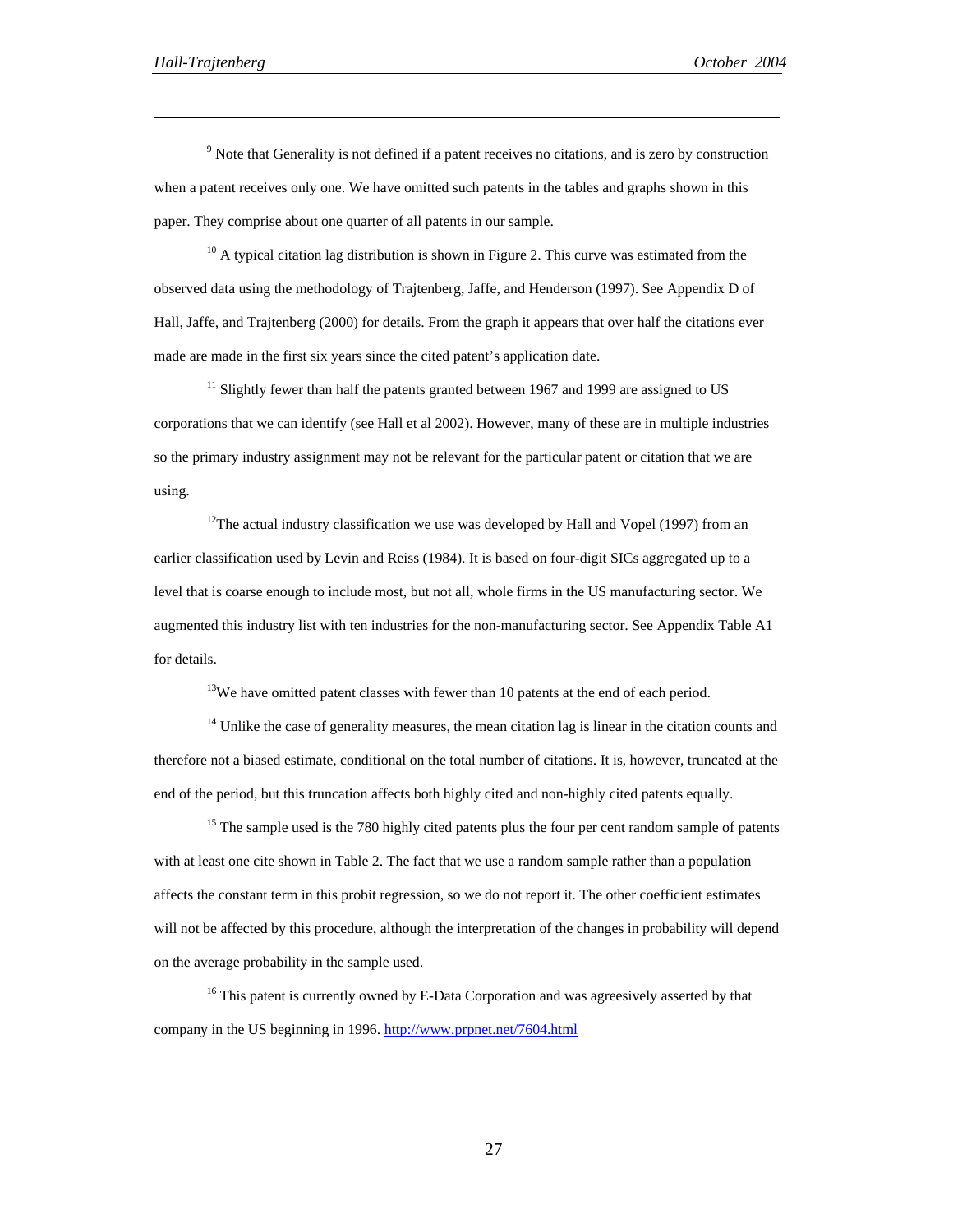[9] Note that Generality is not defined if a patent receives no citations, and is zero by construction when a patent receives only one. We have omitted such patents in the tables and graphs shown in this paper. They comprise about one quarter of all patents in our sample.

[10] A typical citation lag distribution is shown in Figure 2. This curve was estimated from the observed data using the methodology of Trajtenberg, Jaffe, and Henderson (1997). See Appendix D of Hall, Jaffe, and Trajtenberg (2000) for details. From the graph it appears that over half the citations ever made are made in the first six years since the cited patent's application date.

[11] Slightly fewer than half the patents granted between 1967 and 1999 are assigned to US corporations that we can identify (see Hall et al 2002). However, many of these are in multiple industries so the primary industry assignment may not be relevant for the particular patent or citation that we are using.

[12] The actual industry classification we use was developed by Hall and Vopel (1997) from an earlier classification used by Levin and Reiss (1984). It is based on four-digit SICs aggregated up to a level that is coarse enough to include most, but not all, whole firms in the US manufacturing sector. We augmented this industry list with ten industries for the non-manufacturing sector. See Appendix Table A1 for details.

[13] We have omitted patent classes with fewer than 10 patents at the end of each period.

[14] Unlike the case of generality measures, the mean citation lag is linear in the citation counts and therefore not a biased estimate, conditional on the total number of citations. It is, however, truncated at the end of the period, but this truncation affects both highly cited and non-highly cited patents equally.

[15] The sample used is the 780 highly cited patents plus the four per cent random sample of patents with at least one cite shown in Table 2. The fact that we use a random sample rather than a population affects the constant term in this probit regression, so we do not report it. The other coefficient estimates will not be affected by this procedure, although the interpretation of the changes in probability will depend on the average probability in the sample used.

[16] This patent is currently owned by E-Data Corporation and was agreesively asserted by that company in the US beginning in 1996. [http://www.prpnet.net/7604.html](http://www.prpnet.net/7604.html)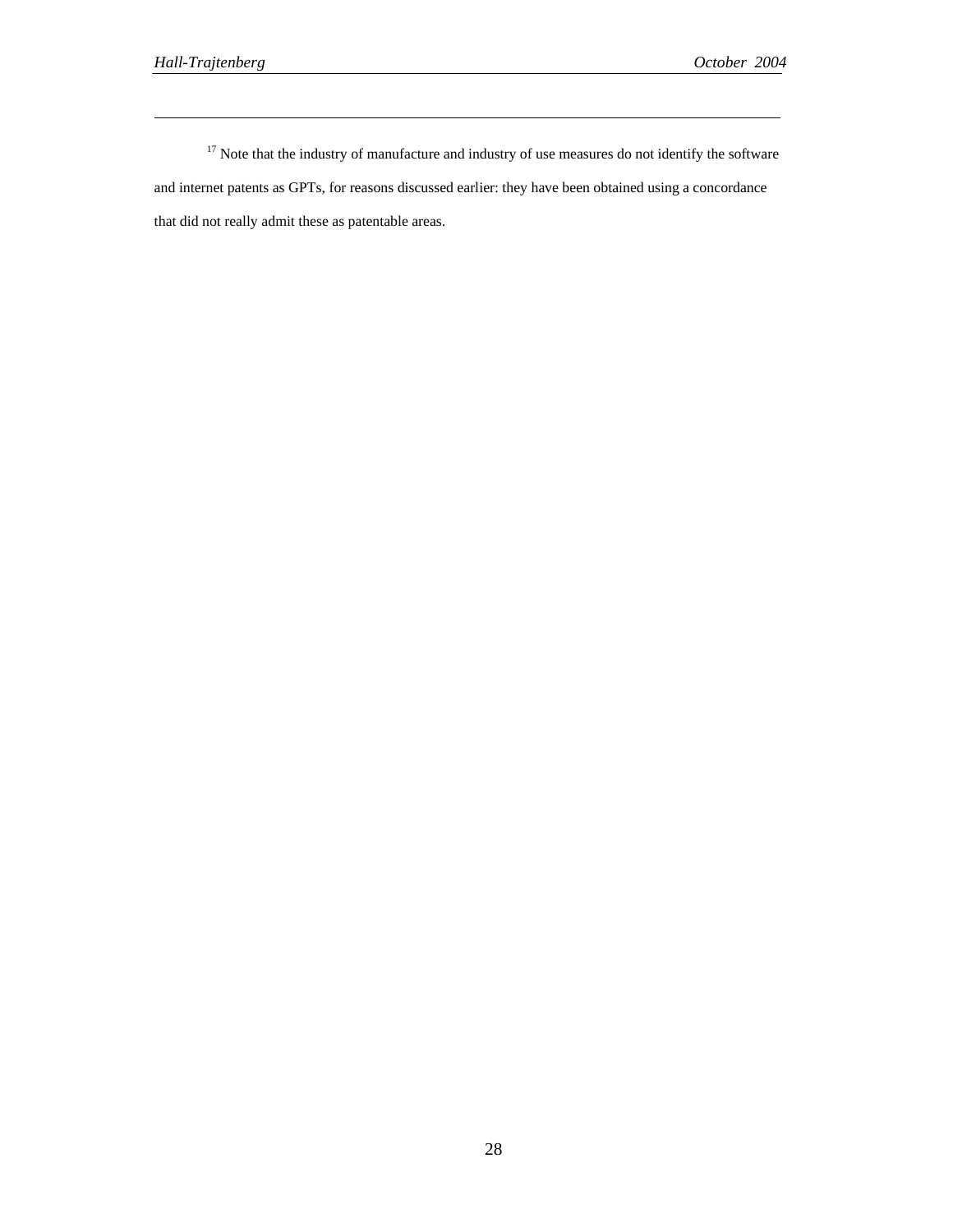[17] Note that the industry of manufacture and industry of use measures do not identify the software and internet patents as GPTs, for reasons discussed earlier: they have been obtained using a concordance that did not really admit these as patentable areas.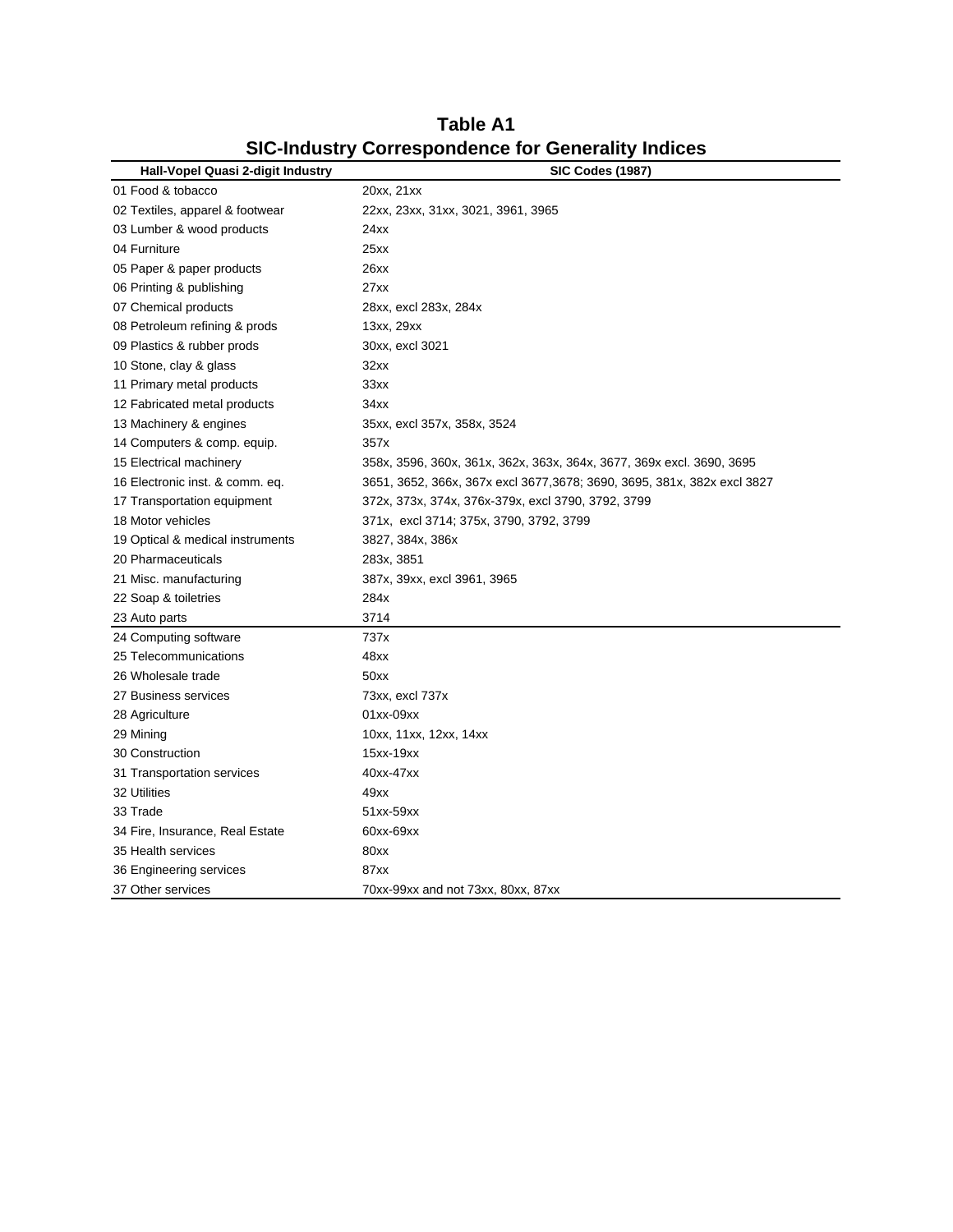# Table A1

## SIC-Industry Correspondence for Generality Indices

| Hall-Vopel Quasi 2-digit Industry | SIC Codes (1987) |
| --- | --- |
| 01 Food & tobacco | 20xx, 21xx |
| 02 Textiles, apparel & footwear | 22xx, 23xx, 31xx, 3021, 3961, 3965 |
| 03 Lumber & wood products | 24xx |
| 04 Furniture | 25xx |
| 05 Paper & paper products | 26xx |
| 06 Printing & publishing | 27xx |
| 07 Chemical products | 28xx, excl 283x, 284x |
| 08 Petroleum refining & prods | 13xx, 29xx |
| 09 Plastics & rubber prods | 30xx, excl 3021 |
| 10 Stone, clay & glass | 32xx |
| 11 Primary metal products | 33xx |
| 12 Fabricated metal products | 34xx |
| 13 Machinery & engines | 35xx, excl 357x, 358x, 3524 |
| 14 Computers & comp. equip. | 357x |
| 15 Electrical machinery | 358x, 3596, 360x, 361x, 362x, 363x, 364x, 3677, 369x excl. 3690, 3695 |
| 16 Electronic inst. & comm. eq. | 3651, 3652, 366x, 367x excl 3677,3678; 3690, 3695, 381x, 382x excl 3827 |
| 17 Transportation equipment | 372x, 373x, 374x, 376x-379x, excl 3790, 3792, 3799 |
| 18 Motor vehicles | 371x, excl 3714; 375x, 3790, 3792, 3799 |
| 19 Optical & medical instruments | 3827, 384x, 386x |
| 20 Pharmaceuticals | 283x, 3851 |
| 21 Misc. manufacturing | 387x, 39xx, excl 3961, 3965 |
| 22 Soap & toiletries | 284x |
| 23 Auto parts | 3714 |
| 24 Computing software | 737x |
| 25 Telecommunications | 48xx |
| 26 Wholesale trade | 50xx |
| 27 Business services | 73xx, excl 737x |
| 28 Agriculture | 01xx-09xx |
| 29 Mining | 10xx, 11xx, 12xx, 14xx |
| 30 Construction | 15xx-19xx |
| 31 Transportation services | 40xx-47xx |
| 32 Utilities | 49xx |
| 33 Trade | 51xx-59xx |
| 34 Fire, Insurance, Real Estate | 60xx-69xx |
| 35 Health services | 80xx |
| 36 Engineering services | 87xx |
| 37 Other services | 70xx-99xx and not 73xx, 80xx, 87xx |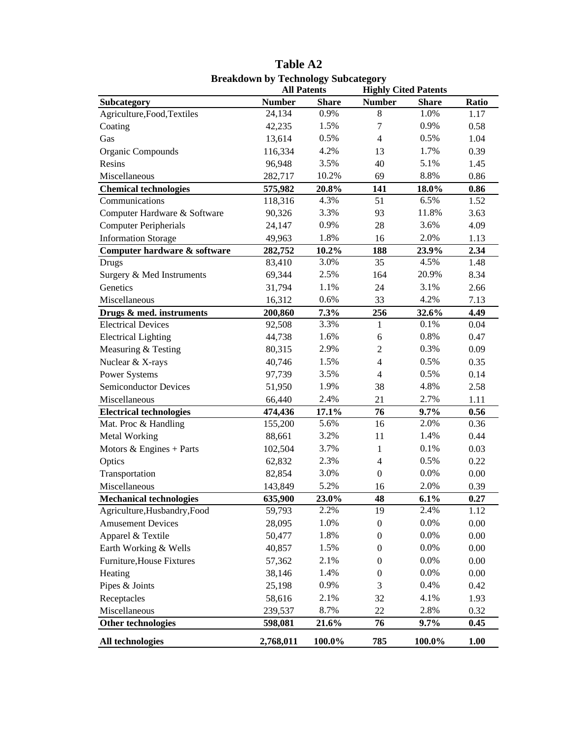# Table A2

## Breakdown by Technology Subcategory

| | All Patents | | Highly Cited Patents | | |
|---|---|---|---|---|---|
| **Subcategory** | **Number** | **Share** | **Number** | **Share** | **Ratio** |
| Agriculture,Food,Textiles | 24,134 | 0.9% | 8 | 1.0% | 1.17 |
| Coating | 42,235 | 1.5% | 7 | 0.9% | 0.58 |
| Gas | 13,614 | 0.5% | 4 | 0.5% | 1.04 |
| Organic Compounds | 116,334 | 4.2% | 13 | 1.7% | 0.39 |
| Resins | 96,948 | 3.5% | 40 | 5.1% | 1.45 |
| Miscellaneous | 282,717 | 10.2% | 69 | 8.8% | 0.86 |
| **Chemical technologies** | **575,982** | **20.8%** | **141** | **18.0%** | **0.86** |
| Communications | 118,316 | 4.3% | 51 | 6.5% | 1.52 |
| Computer Hardware & Software | 90,326 | 3.3% | 93 | 11.8% | 3.63 |
| Computer Peripherials | 24,147 | 0.9% | 28 | 3.6% | 4.09 |
| Information Storage | 49,963 | 1.8% | 16 | 2.0% | 1.13 |
| **Computer hardware & software** | **282,752** | **10.2%** | **188** | **23.9%** | **2.34** |
| Drugs | 83,410 | 3.0% | 35 | 4.5% | 1.48 |
| Surgery & Med Instruments | 69,344 | 2.5% | 164 | 20.9% | 8.34 |
| Genetics | 31,794 | 1.1% | 24 | 3.1% | 2.66 |
| Miscellaneous | 16,312 | 0.6% | 33 | 4.2% | 7.13 |
| **Drugs & med. instruments** | **200,860** | **7.3%** | **256** | **32.6%** | **4.49** |
| Electrical Devices | 92,508 | 3.3% | 1 | 0.1% | 0.04 |
| Electrical Lighting | 44,738 | 1.6% | 6 | 0.8% | 0.47 |
| Measuring & Testing | 80,315 | 2.9% | 2 | 0.3% | 0.09 |
| Nuclear & X-rays | 40,746 | 1.5% | 4 | 0.5% | 0.35 |
| Power Systems | 97,739 | 3.5% | 4 | 0.5% | 0.14 |
| Semiconductor Devices | 51,950 | 1.9% | 38 | 4.8% | 2.58 |
| Miscellaneous | 66,440 | 2.4% | 21 | 2.7% | 1.11 |
| **Electrical technologies** | **474,436** | **17.1%** | **76** | **9.7%** | **0.56** |
| Mat. Proc & Handling | 155,200 | 5.6% | 16 | 2.0% | 0.36 |
| Metal Working | 88,661 | 3.2% | 11 | 1.4% | 0.44 |
| Motors & Engines + Parts | 102,504 | 3.7% | 1 | 0.1% | 0.03 |
| Optics | 62,832 | 2.3% | 4 | 0.5% | 0.22 |
| Transportation | 82,854 | 3.0% | 0 | 0.0% | 0.00 |
| Miscellaneous | 143,849 | 5.2% | 16 | 2.0% | 0.39 |
| **Mechanical technologies** | **635,900** | **23.0%** | **48** | **6.1%** | **0.27** |
| Agriculture,Husbandry,Food | 59,793 | 2.2% | 19 | 2.4% | 1.12 |
| Amusement Devices | 28,095 | 1.0% | 0 | 0.0% | 0.00 |
| Apparel & Textile | 50,477 | 1.8% | 0 | 0.0% | 0.00 |
| Earth Working & Wells | 40,857 | 1.5% | 0 | 0.0% | 0.00 |
| Furniture,House Fixtures | 57,362 | 2.1% | 0 | 0.0% | 0.00 |
| Heating | 38,146 | 1.4% | 0 | 0.0% | 0.00 |
| Pipes & Joints | 25,198 | 0.9% | 3 | 0.4% | 0.42 |
| Receptacles | 58,616 | 2.1% | 32 | 4.1% | 1.93 |
| Miscellaneous | 239,537 | 8.7% | 22 | 2.8% | 0.32 |
| **Other technologies** | **598,081** | **21.6%** | **76** | **9.7%** | **0.45** |
| **All technologies** | **2,768,011** | **100.0%** | **785** | **100.0%** | **1.00** |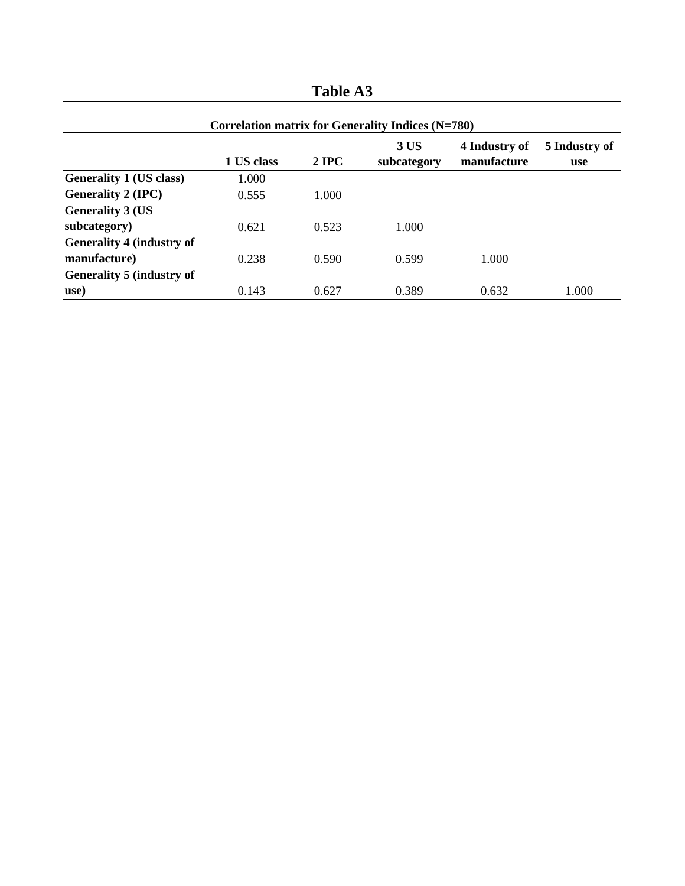# Table A3

**Correlation matrix for Generality Indices (N=780)**

| | 1 US class | 2 IPC | 3 US subcategory | 4 Industry of manufacture | 5 Industry of use |
|---|---|---|---|---|---|
| **Generality 1 (US class)** | 1.000 | | | | |
| **Generality 2 (IPC)** | 0.555 | 1.000 | | | |
| **Generality 3 (US subcategory)** | 0.621 | 0.523 | 1.000 | | |
| **Generality 4 (industry of manufacture)** | 0.238 | 0.590 | 0.599 | 1.000 | |
| **Generality 5 (industry of use)** | 0.143 | 0.627 | 0.389 | 0.632 | 1.000 |